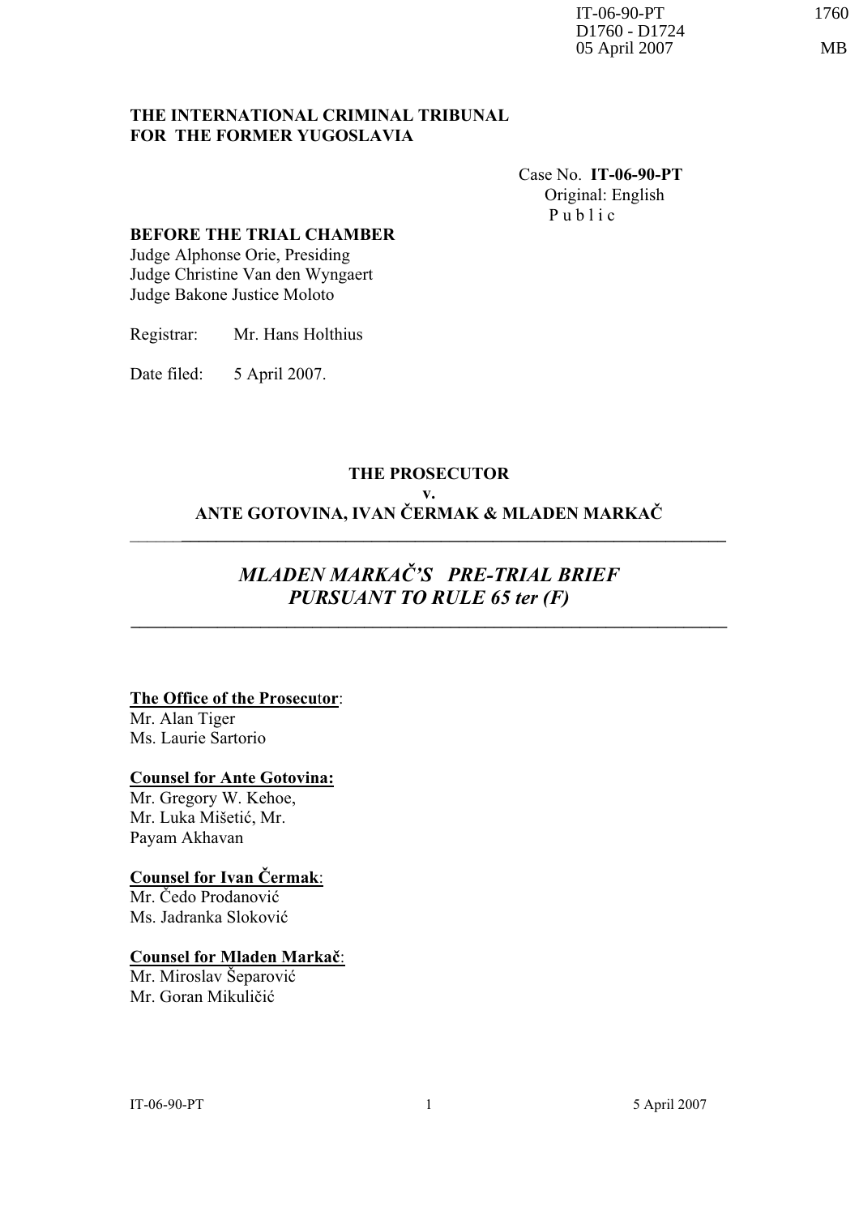IT-06-90-PT 1760
D1760 - D1724
05 April 2007 MB

**THE INTERNATIONAL CRIMINAL TRIBUNAL FOR THE FORMER YUGOSLAVIA**

Case No. **IT-06-90-PT**
Original: English
P u b l i c

**BEFORE THE TRIAL CHAMBER**
Judge Alphonse Orie, Presiding
Judge Christine Van den Wyngaert
Judge Bakone Justice Moloto

Registrar: Mr. Hans Holthius

Date filed: 5 April 2007.

**THE PROSECUTOR**
**v.**
**ANTE GOTOVINA, IVAN ČERMAK & MLADEN MARKAČ**

# *MLADEN MARKAČ'S PRE-TRIAL BRIEF PURSUANT TO RULE 65 ter (F)*

**The Office of the Prosecutor**:
Mr. Alan Tiger
Ms. Laurie Sartorio

**Counsel for Ante Gotovina:**
Mr. Gregory W. Kehoe,
Mr. Luka Mišetić, Mr.
Payam Akhavan

**Counsel for Ivan Čermak**:
Mr. Čedo Prodanović
Ms. Jadranka Sloković

**Counsel for Mladen Markač**:
Mr. Miroslav Šeparović
Mr. Goran Mikuličić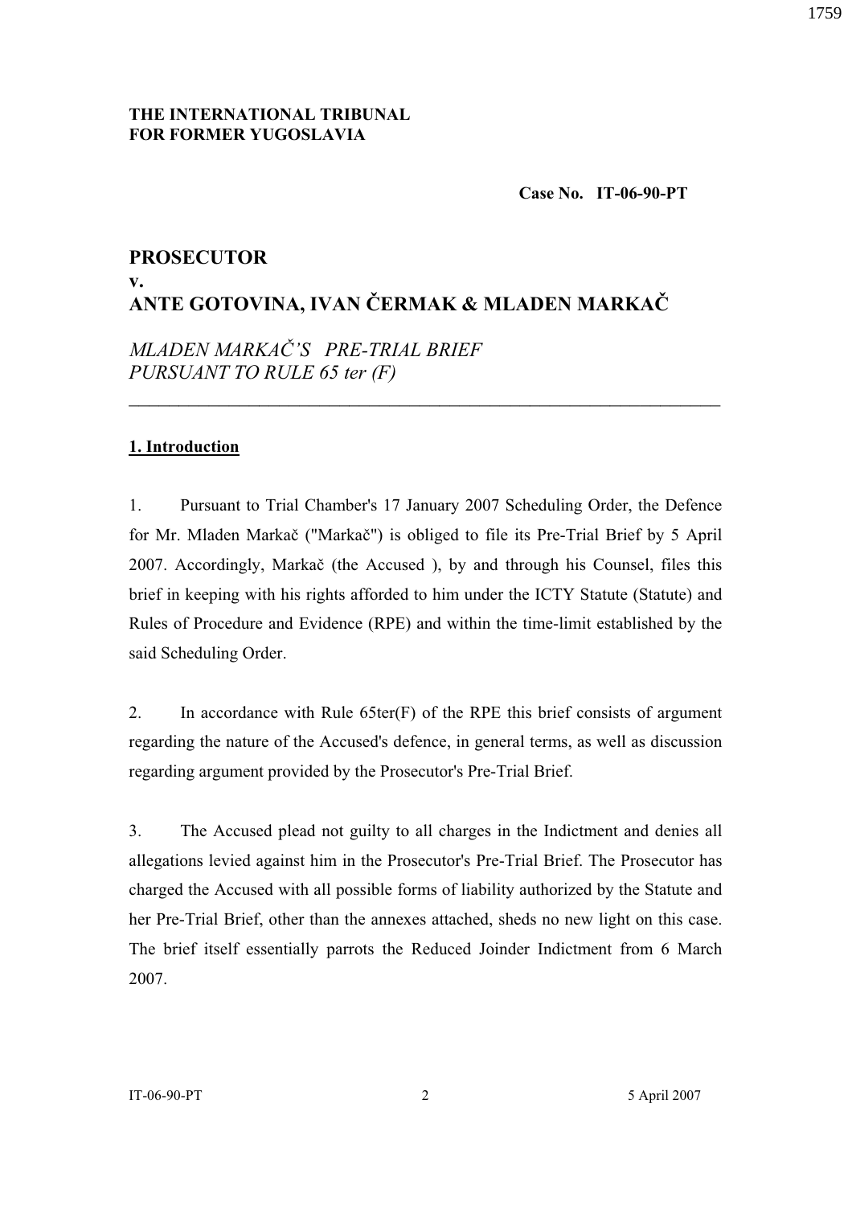**THE INTERNATIONAL TRIBUNAL**
**FOR FORMER YUGOSLAVIA**

**Case No. IT-06-90-PT**

## PROSECUTOR

**v.**

## ANTE GOTOVINA, IVAN ČERMAK & MLADEN MARKAČ

*MLADEN MARKAČ'S PRE-TRIAL BRIEF*
*PURSUANT TO RULE 65 ter (F)*

---

### 1. Introduction

1. Pursuant to Trial Chamber's 17 January 2007 Scheduling Order, the Defence for Mr. Mladen Markač ("Markač") is obliged to file its Pre-Trial Brief by 5 April 2007. Accordingly, Markač (the Accused ), by and through his Counsel, files this brief in keeping with his rights afforded to him under the ICTY Statute (Statute) and Rules of Procedure and Evidence (RPE) and within the time-limit established by the said Scheduling Order.

2. In accordance with Rule 65ter(F) of the RPE this brief consists of argument regarding the nature of the Accused's defence, in general terms, as well as discussion regarding argument provided by the Prosecutor's Pre-Trial Brief.

3. The Accused plead not guilty to all charges in the Indictment and denies all allegations levied against him in the Prosecutor's Pre-Trial Brief. The Prosecutor has charged the Accused with all possible forms of liability authorized by the Statute and her Pre-Trial Brief, other than the annexes attached, sheds no new light on this case. The brief itself essentially parrots the Reduced Joinder Indictment from 6 March 2007.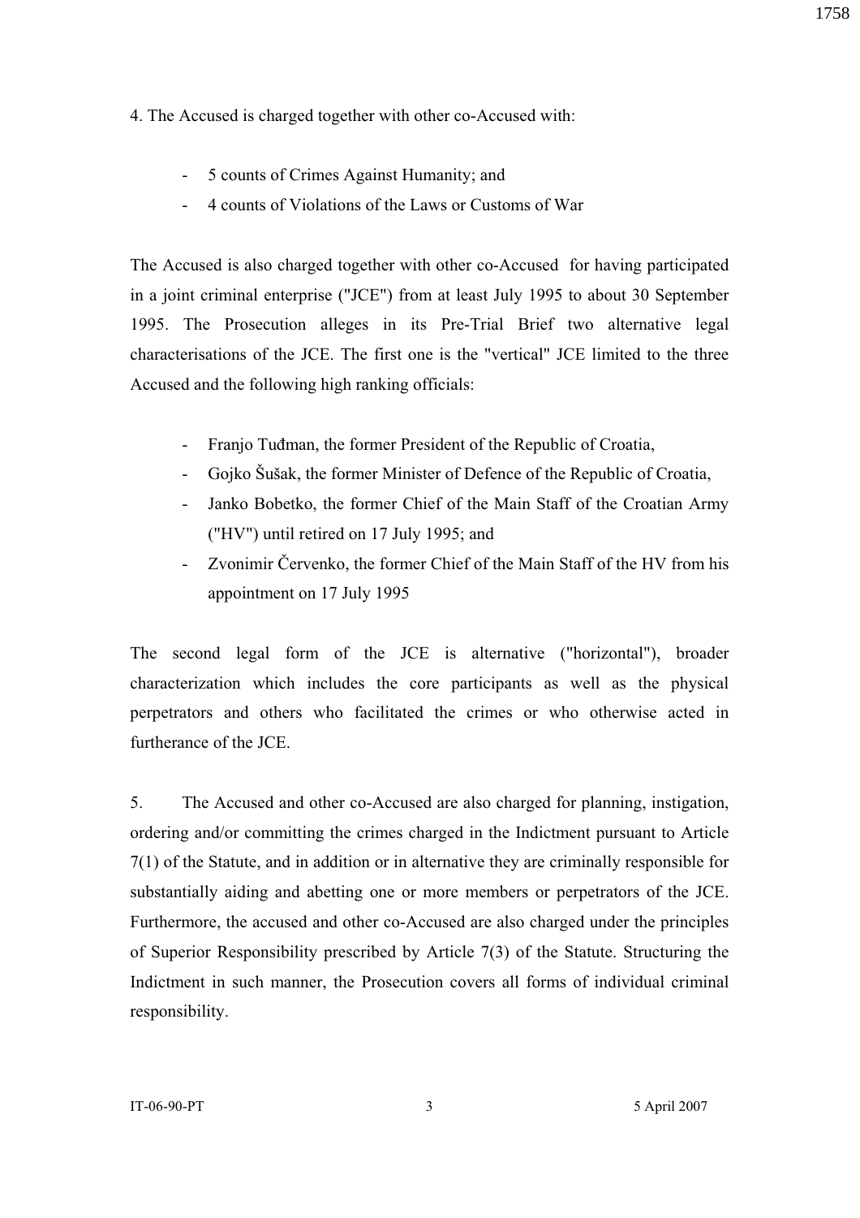4. The Accused is charged together with other co-Accused with:

- 5 counts of Crimes Against Humanity; and
- 4 counts of Violations of the Laws or Customs of War

The Accused is also charged together with other co-Accused for having participated in a joint criminal enterprise ("JCE") from at least July 1995 to about 30 September 1995. The Prosecution alleges in its Pre-Trial Brief two alternative legal characterisations of the JCE. The first one is the "vertical" JCE limited to the three Accused and the following high ranking officials:

- Franjo Tuđman, the former President of the Republic of Croatia,
- Gojko Šušak, the former Minister of Defence of the Republic of Croatia,
- Janko Bobetko, the former Chief of the Main Staff of the Croatian Army ("HV") until retired on 17 July 1995; and
- Zvonimir Červenko, the former Chief of the Main Staff of the HV from his appointment on 17 July 1995

The second legal form of the JCE is alternative ("horizontal"), broader characterization which includes the core participants as well as the physical perpetrators and others who facilitated the crimes or who otherwise acted in furtherance of the JCE.

5. The Accused and other co-Accused are also charged for planning, instigation, ordering and/or committing the crimes charged in the Indictment pursuant to Article 7(1) of the Statute, and in addition or in alternative they are criminally responsible for substantially aiding and abetting one or more members or perpetrators of the JCE. Furthermore, the accused and other co-Accused are also charged under the principles of Superior Responsibility prescribed by Article 7(3) of the Statute. Structuring the Indictment in such manner, the Prosecution covers all forms of individual criminal responsibility.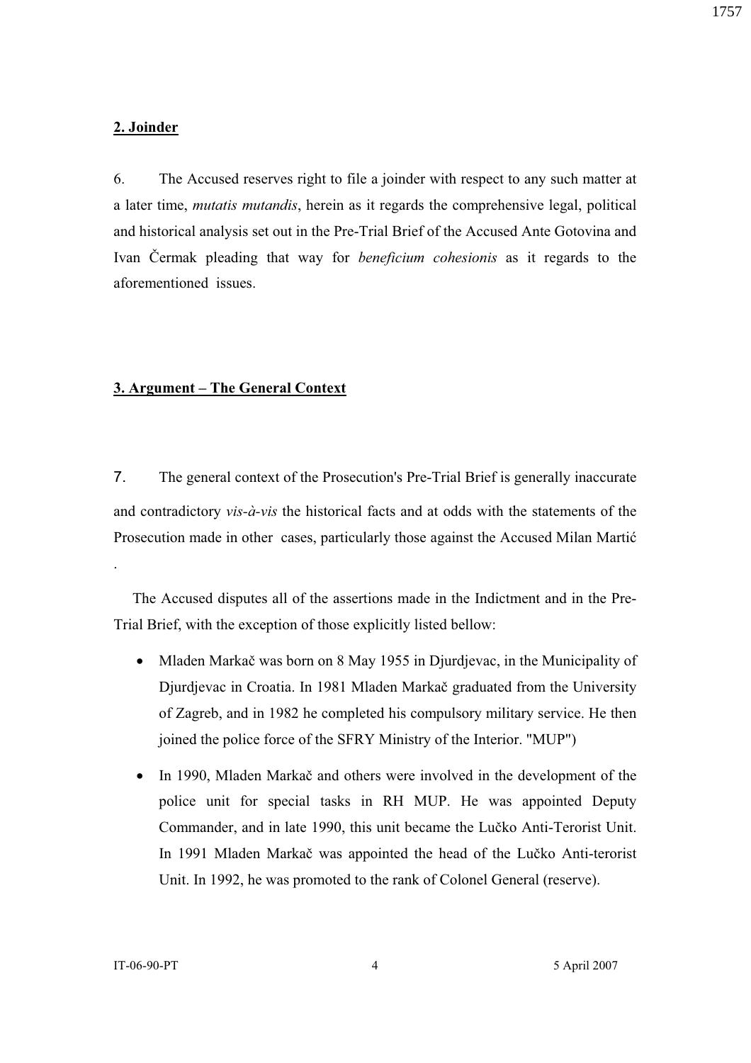## **2. Joinder**

6. The Accused reserves right to file a joinder with respect to any such matter at a later time, *mutatis mutandis*, herein as it regards the comprehensive legal, political and historical analysis set out in the Pre-Trial Brief of the Accused Ante Gotovina and Ivan Čermak pleading that way for *beneficium cohesionis* as it regards to the aforementioned issues.

## **3. Argument – The General Context**

7. The general context of the Prosecution's Pre-Trial Brief is generally inaccurate and contradictory *vis-à-vis* the historical facts and at odds with the statements of the Prosecution made in other cases, particularly those against the Accused Milan Martić .

The Accused disputes all of the assertions made in the Indictment and in the Pre-Trial Brief, with the exception of those explicitly listed bellow:

- Mladen Markač was born on 8 May 1955 in Djurdjevac, in the Municipality of Djurdjevac in Croatia. In 1981 Mladen Markač graduated from the University of Zagreb, and in 1982 he completed his compulsory military service. He then joined the police force of the SFRY Ministry of the Interior. "MUP")
- In 1990, Mladen Markač and others were involved in the development of the police unit for special tasks in RH MUP. He was appointed Deputy Commander, and in late 1990, this unit became the Lučko Anti-Terorist Unit. In 1991 Mladen Markač was appointed the head of the Lučko Anti-terorist Unit. In 1992, he was promoted to the rank of Colonel General (reserve).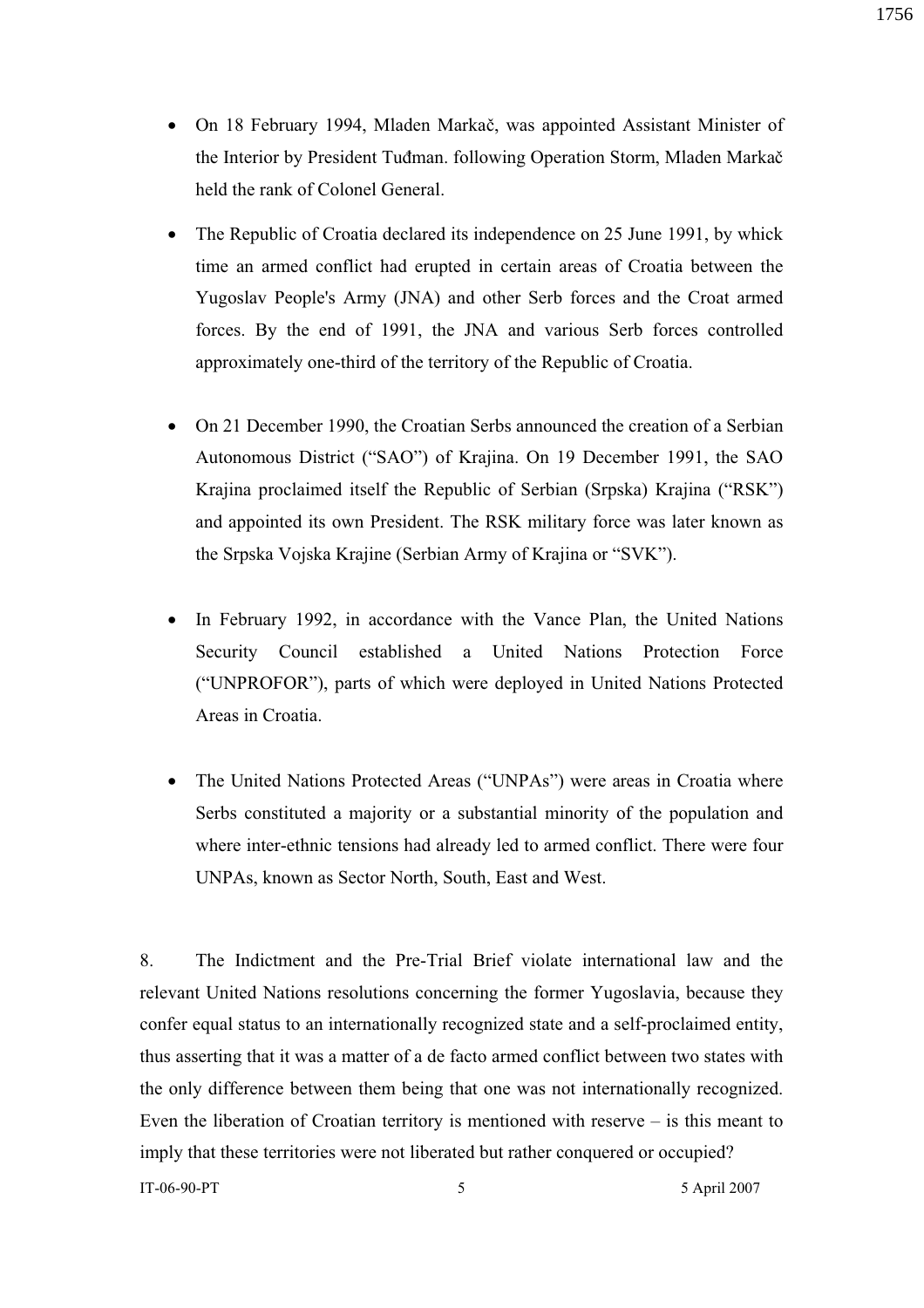- On 18 February 1994, Mladen Markač, was appointed Assistant Minister of the Interior by President Tuđman. following Operation Storm, Mladen Markač held the rank of Colonel General.

- The Republic of Croatia declared its independence on 25 June 1991, by whick time an armed conflict had erupted in certain areas of Croatia between the Yugoslav People's Army (JNA) and other Serb forces and the Croat armed forces. By the end of 1991, the JNA and various Serb forces controlled approximately one-third of the territory of the Republic of Croatia.

- On 21 December 1990, the Croatian Serbs announced the creation of a Serbian Autonomous District ("SAO") of Krajina. On 19 December 1991, the SAO Krajina proclaimed itself the Republic of Serbian (Srpska) Krajina ("RSK") and appointed its own President. The RSK military force was later known as the Srpska Vojska Krajine (Serbian Army of Krajina or "SVK").

- In February 1992, in accordance with the Vance Plan, the United Nations Security Council established a United Nations Protection Force ("UNPROFOR"), parts of which were deployed in United Nations Protected Areas in Croatia.

- The United Nations Protected Areas ("UNPAs") were areas in Croatia where Serbs constituted a majority or a substantial minority of the population and where inter-ethnic tensions had already led to armed conflict. There were four UNPAs, known as Sector North, South, East and West.

8. The Indictment and the Pre-Trial Brief violate international law and the relevant United Nations resolutions concerning the former Yugoslavia, because they confer equal status to an internationally recognized state and a self-proclaimed entity, thus asserting that it was a matter of a de facto armed conflict between two states with the only difference between them being that one was not internationally recognized. Even the liberation of Croatian territory is mentioned with reserve – is this meant to imply that these territories were not liberated but rather conquered or occupied?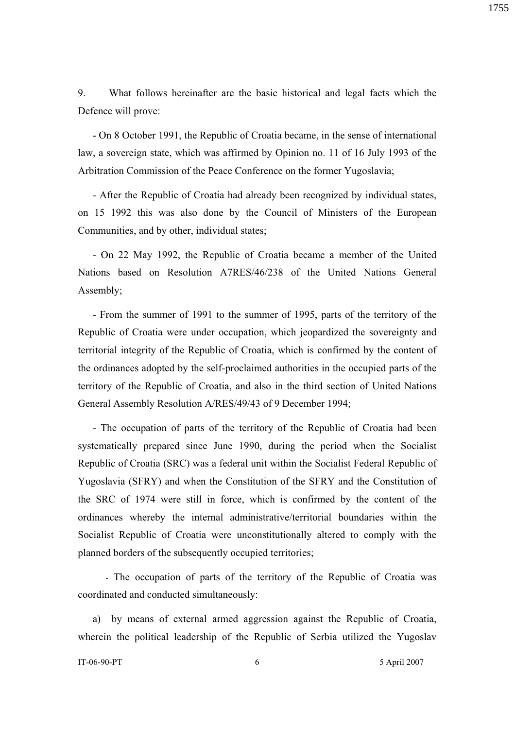9. What follows hereinafter are the basic historical and legal facts which the Defence will prove:

- On 8 October 1991, the Republic of Croatia became, in the sense of international law, a sovereign state, which was affirmed by Opinion no. 11 of 16 July 1993 of the Arbitration Commission of the Peace Conference on the former Yugoslavia;

- After the Republic of Croatia had already been recognized by individual states, on 15 1992 this was also done by the Council of Ministers of the European Communities, and by other, individual states;

- On 22 May 1992, the Republic of Croatia became a member of the United Nations based on Resolution A7RES/46/238 of the United Nations General Assembly;

- From the summer of 1991 to the summer of 1995, parts of the territory of the Republic of Croatia were under occupation, which jeopardized the sovereignty and territorial integrity of the Republic of Croatia, which is confirmed by the content of the ordinances adopted by the self-proclaimed authorities in the occupied parts of the territory of the Republic of Croatia, and also in the third section of United Nations General Assembly Resolution A/RES/49/43 of 9 December 1994;

- The occupation of parts of the territory of the Republic of Croatia had been systematically prepared since June 1990, during the period when the Socialist Republic of Croatia (SRC) was a federal unit within the Socialist Federal Republic of Yugoslavia (SFRY) and when the Constitution of the SFRY and the Constitution of the SRC of 1974 were still in force, which is confirmed by the content of the ordinances whereby the internal administrative/territorial boundaries within the Socialist Republic of Croatia were unconstitutionally altered to comply with the planned borders of the subsequently occupied territories;

- The occupation of parts of the territory of the Republic of Croatia was coordinated and conducted simultaneously:

a) by means of external armed aggression against the Republic of Croatia, wherein the political leadership of the Republic of Serbia utilized the Yugoslav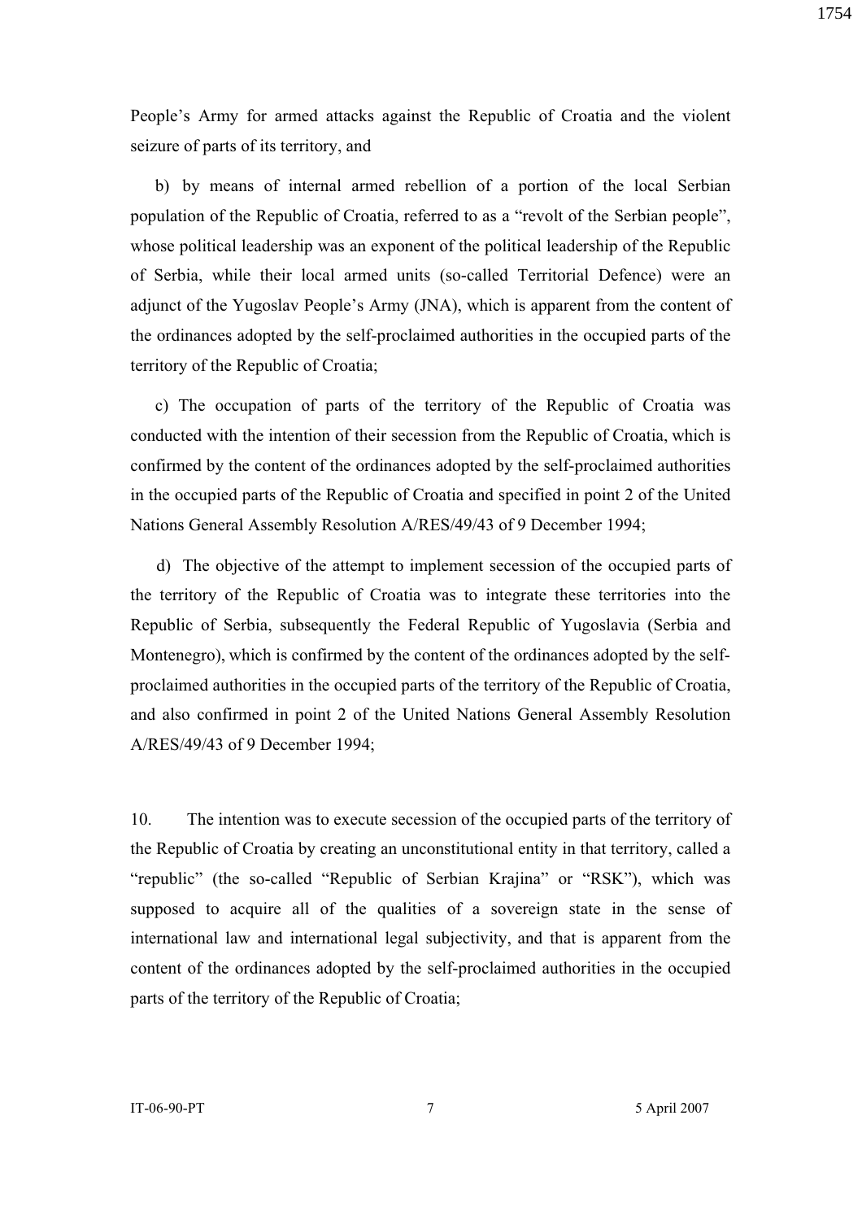People's Army for armed attacks against the Republic of Croatia and the violent seizure of parts of its territory, and

b) by means of internal armed rebellion of a portion of the local Serbian population of the Republic of Croatia, referred to as a "revolt of the Serbian people", whose political leadership was an exponent of the political leadership of the Republic of Serbia, while their local armed units (so-called Territorial Defence) were an adjunct of the Yugoslav People's Army (JNA), which is apparent from the content of the ordinances adopted by the self-proclaimed authorities in the occupied parts of the territory of the Republic of Croatia;

c) The occupation of parts of the territory of the Republic of Croatia was conducted with the intention of their secession from the Republic of Croatia, which is confirmed by the content of the ordinances adopted by the self-proclaimed authorities in the occupied parts of the Republic of Croatia and specified in point 2 of the United Nations General Assembly Resolution A/RES/49/43 of 9 December 1994;

d) The objective of the attempt to implement secession of the occupied parts of the territory of the Republic of Croatia was to integrate these territories into the Republic of Serbia, subsequently the Federal Republic of Yugoslavia (Serbia and Montenegro), which is confirmed by the content of the ordinances adopted by the self-proclaimed authorities in the occupied parts of the territory of the Republic of Croatia, and also confirmed in point 2 of the United Nations General Assembly Resolution A/RES/49/43 of 9 December 1994;

10. The intention was to execute secession of the occupied parts of the territory of the Republic of Croatia by creating an unconstitutional entity in that territory, called a "republic" (the so-called "Republic of Serbian Krajina" or "RSK"), which was supposed to acquire all of the qualities of a sovereign state in the sense of international law and international legal subjectivity, and that is apparent from the content of the ordinances adopted by the self-proclaimed authorities in the occupied parts of the territory of the Republic of Croatia;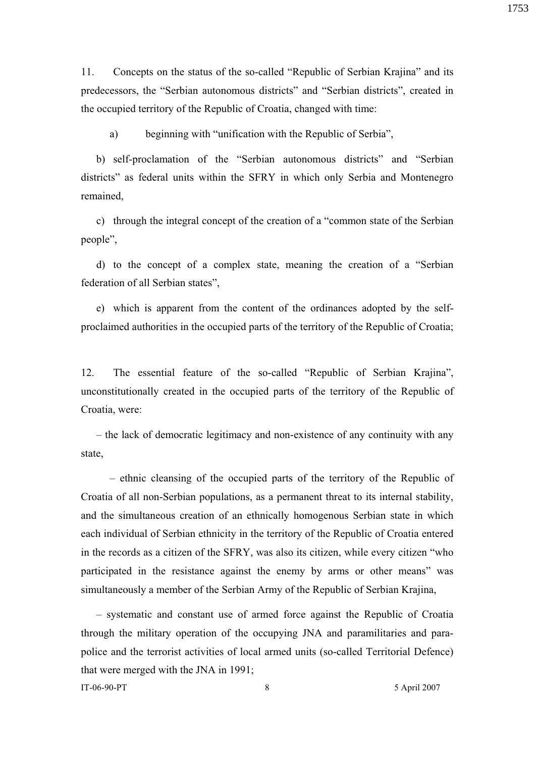11. Concepts on the status of the so-called "Republic of Serbian Krajina" and its predecessors, the "Serbian autonomous districts" and "Serbian districts", created in the occupied territory of the Republic of Croatia, changed with time:

a) beginning with "unification with the Republic of Serbia",

b) self-proclamation of the "Serbian autonomous districts" and "Serbian districts" as federal units within the SFRY in which only Serbia and Montenegro remained,

c) through the integral concept of the creation of a "common state of the Serbian people",

d) to the concept of a complex state, meaning the creation of a "Serbian federation of all Serbian states",

e) which is apparent from the content of the ordinances adopted by the self-proclaimed authorities in the occupied parts of the territory of the Republic of Croatia;

12. The essential feature of the so-called "Republic of Serbian Krajina", unconstitutionally created in the occupied parts of the territory of the Republic of Croatia, were:

– the lack of democratic legitimacy and non-existence of any continuity with any state,

– ethnic cleansing of the occupied parts of the territory of the Republic of Croatia of all non-Serbian populations, as a permanent threat to its internal stability, and the simultaneous creation of an ethnically homogenous Serbian state in which each individual of Serbian ethnicity in the territory of the Republic of Croatia entered in the records as a citizen of the SFRY, was also its citizen, while every citizen "who participated in the resistance against the enemy by arms or other means" was simultaneously a member of the Serbian Army of the Republic of Serbian Krajina,

– systematic and constant use of armed force against the Republic of Croatia through the military operation of the occupying JNA and paramilitaries and para-police and the terrorist activities of local armed units (so-called Territorial Defence) that were merged with the JNA in 1991;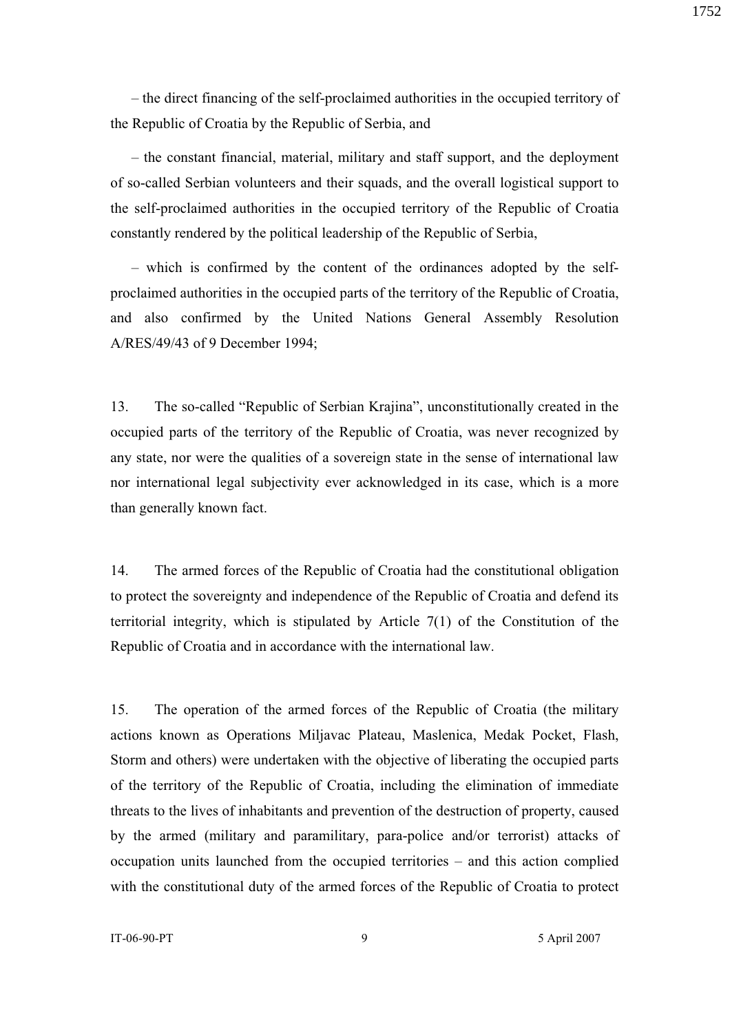– the direct financing of the self-proclaimed authorities in the occupied territory of the Republic of Croatia by the Republic of Serbia, and

– the constant financial, material, military and staff support, and the deployment of so-called Serbian volunteers and their squads, and the overall logistical support to the self-proclaimed authorities in the occupied territory of the Republic of Croatia constantly rendered by the political leadership of the Republic of Serbia,

– which is confirmed by the content of the ordinances adopted by the self-proclaimed authorities in the occupied parts of the territory of the Republic of Croatia, and also confirmed by the United Nations General Assembly Resolution A/RES/49/43 of 9 December 1994;

13. The so-called "Republic of Serbian Krajina", unconstitutionally created in the occupied parts of the territory of the Republic of Croatia, was never recognized by any state, nor were the qualities of a sovereign state in the sense of international law nor international legal subjectivity ever acknowledged in its case, which is a more than generally known fact.

14. The armed forces of the Republic of Croatia had the constitutional obligation to protect the sovereignty and independence of the Republic of Croatia and defend its territorial integrity, which is stipulated by Article 7(1) of the Constitution of the Republic of Croatia and in accordance with the international law.

15. The operation of the armed forces of the Republic of Croatia (the military actions known as Operations Miljavac Plateau, Maslenica, Medak Pocket, Flash, Storm and others) were undertaken with the objective of liberating the occupied parts of the territory of the Republic of Croatia, including the elimination of immediate threats to the lives of inhabitants and prevention of the destruction of property, caused by the armed (military and paramilitary, para-police and/or terrorist) attacks of occupation units launched from the occupied territories – and this action complied with the constitutional duty of the armed forces of the Republic of Croatia to protect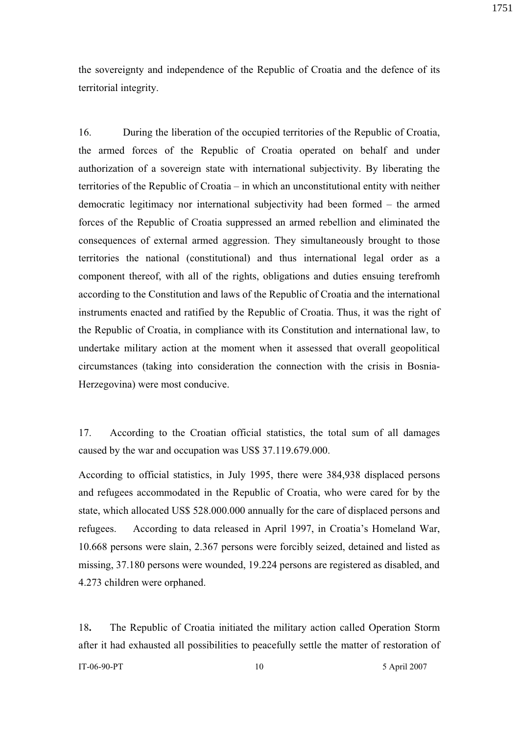the sovereignty and independence of the Republic of Croatia and the defence of its territorial integrity.

16. During the liberation of the occupied territories of the Republic of Croatia, the armed forces of the Republic of Croatia operated on behalf and under authorization of a sovereign state with international subjectivity. By liberating the territories of the Republic of Croatia – in which an unconstitutional entity with neither democratic legitimacy nor international subjectivity had been formed – the armed forces of the Republic of Croatia suppressed an armed rebellion and eliminated the consequences of external armed aggression. They simultaneously brought to those territories the national (constitutional) and thus international legal order as a component thereof, with all of the rights, obligations and duties ensuing terefromh according to the Constitution and laws of the Republic of Croatia and the international instruments enacted and ratified by the Republic of Croatia. Thus, it was the right of the Republic of Croatia, in compliance with its Constitution and international law, to undertake military action at the moment when it assessed that overall geopolitical circumstances (taking into consideration the connection with the crisis in Bosnia-Herzegovina) were most conducive.

17. According to the Croatian official statistics, the total sum of all damages caused by the war and occupation was US$ 37.119.679.000.

According to official statistics, in July 1995, there were 384,938 displaced persons and refugees accommodated in the Republic of Croatia, who were cared for by the state, which allocated US$ 528.000.000 annually for the care of displaced persons and refugees. According to data released in April 1997, in Croatia's Homeland War, 10.668 persons were slain, 2.367 persons were forcibly seized, detained and listed as missing, 37.180 persons were wounded, 19.224 persons are registered as disabled, and 4.273 children were orphaned.

18**.** The Republic of Croatia initiated the military action called Operation Storm after it had exhausted all possibilities to peacefully settle the matter of restoration of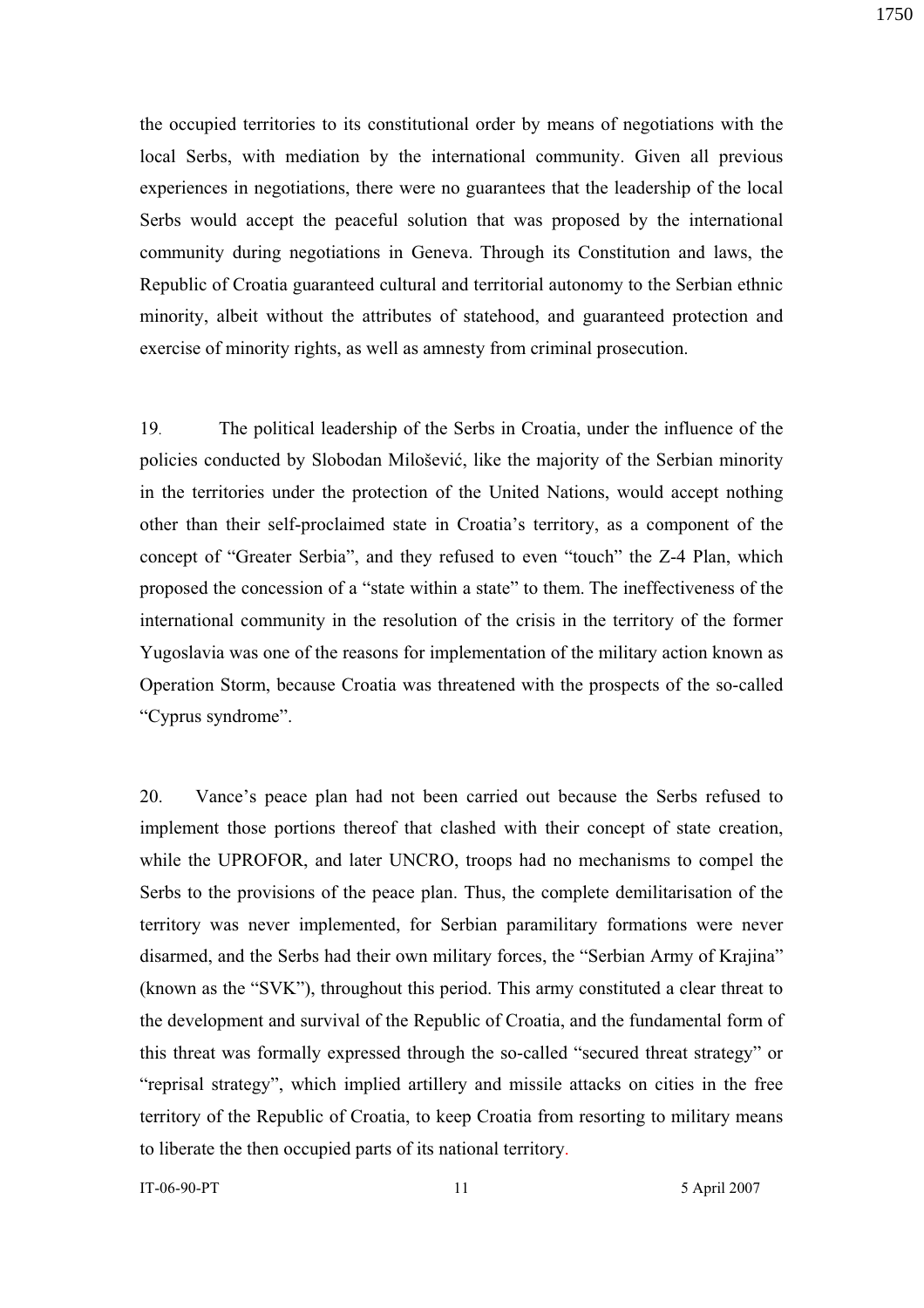the occupied territories to its constitutional order by means of negotiations with the local Serbs, with mediation by the international community. Given all previous experiences in negotiations, there were no guarantees that the leadership of the local Serbs would accept the peaceful solution that was proposed by the international community during negotiations in Geneva. Through its Constitution and laws, the Republic of Croatia guaranteed cultural and territorial autonomy to the Serbian ethnic minority, albeit without the attributes of statehood, and guaranteed protection and exercise of minority rights, as well as amnesty from criminal prosecution.

19. The political leadership of the Serbs in Croatia, under the influence of the policies conducted by Slobodan Milošević, like the majority of the Serbian minority in the territories under the protection of the United Nations, would accept nothing other than their self-proclaimed state in Croatia's territory, as a component of the concept of "Greater Serbia", and they refused to even "touch" the Z-4 Plan, which proposed the concession of a "state within a state" to them. The ineffectiveness of the international community in the resolution of the crisis in the territory of the former Yugoslavia was one of the reasons for implementation of the military action known as Operation Storm, because Croatia was threatened with the prospects of the so-called "Cyprus syndrome".

20. Vance's peace plan had not been carried out because the Serbs refused to implement those portions thereof that clashed with their concept of state creation, while the UPROFOR, and later UNCRO, troops had no mechanisms to compel the Serbs to the provisions of the peace plan. Thus, the complete demilitarisation of the territory was never implemented, for Serbian paramilitary formations were never disarmed, and the Serbs had their own military forces, the "Serbian Army of Krajina" (known as the "SVK"), throughout this period. This army constituted a clear threat to the development and survival of the Republic of Croatia, and the fundamental form of this threat was formally expressed through the so-called "secured threat strategy" or "reprisal strategy", which implied artillery and missile attacks on cities in the free territory of the Republic of Croatia, to keep Croatia from resorting to military means to liberate the then occupied parts of its national territory.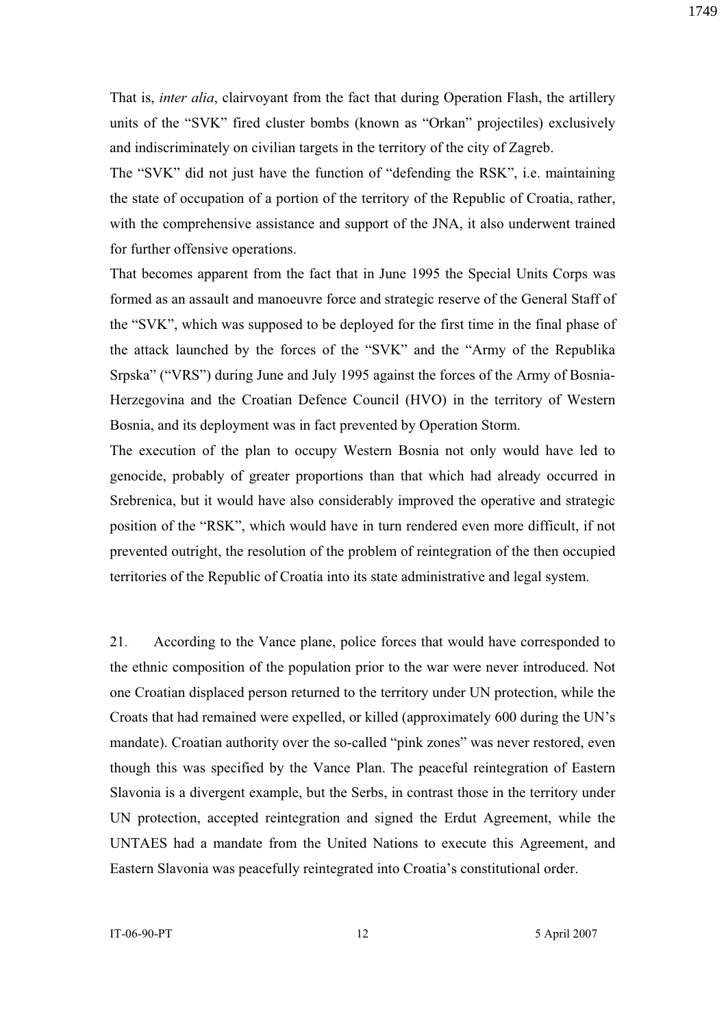That is, *inter alia*, clairvoyant from the fact that during Operation Flash, the artillery units of the "SVK" fired cluster bombs (known as "Orkan" projectiles) exclusively and indiscriminately on civilian targets in the territory of the city of Zagreb.

The "SVK" did not just have the function of "defending the RSK", i.e. maintaining the state of occupation of a portion of the territory of the Republic of Croatia, rather, with the comprehensive assistance and support of the JNA, it also underwent trained for further offensive operations.

That becomes apparent from the fact that in June 1995 the Special Units Corps was formed as an assault and manoeuvre force and strategic reserve of the General Staff of the "SVK", which was supposed to be deployed for the first time in the final phase of the attack launched by the forces of the "SVK" and the "Army of the Republika Srpska" ("VRS") during June and July 1995 against the forces of the Army of Bosnia-Herzegovina and the Croatian Defence Council (HVO) in the territory of Western Bosnia, and its deployment was in fact prevented by Operation Storm.

The execution of the plan to occupy Western Bosnia not only would have led to genocide, probably of greater proportions than that which had already occurred in Srebrenica, but it would have also considerably improved the operative and strategic position of the "RSK", which would have in turn rendered even more difficult, if not prevented outright, the resolution of the problem of reintegration of the then occupied territories of the Republic of Croatia into its state administrative and legal system.

21. According to the Vance plane, police forces that would have corresponded to the ethnic composition of the population prior to the war were never introduced. Not one Croatian displaced person returned to the territory under UN protection, while the Croats that had remained were expelled, or killed (approximately 600 during the UN's mandate). Croatian authority over the so-called "pink zones" was never restored, even though this was specified by the Vance Plan. The peaceful reintegration of Eastern Slavonia is a divergent example, but the Serbs, in contrast those in the territory under UN protection, accepted reintegration and signed the Erdut Agreement, while the UNTAES had a mandate from the United Nations to execute this Agreement, and Eastern Slavonia was peacefully reintegrated into Croatia's constitutional order.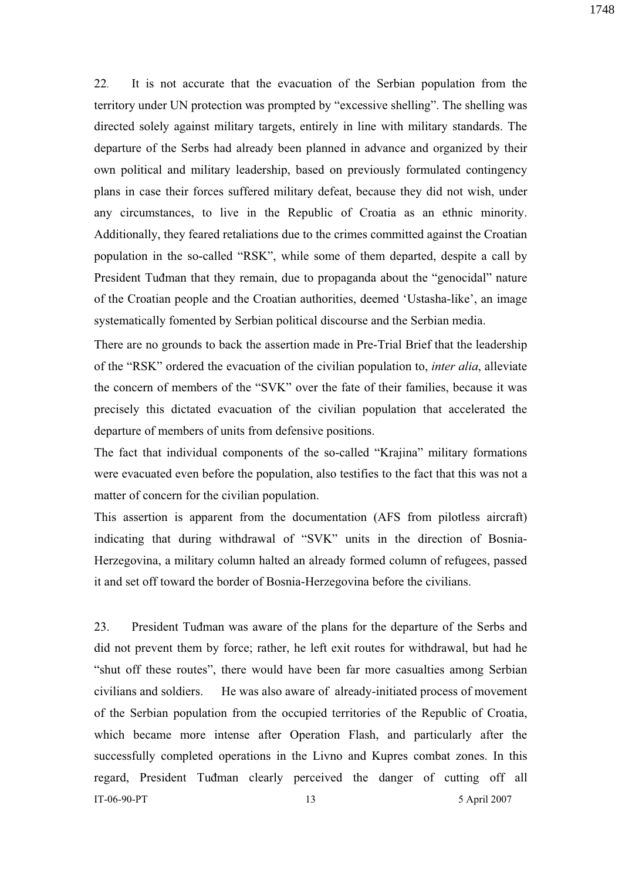22. It is not accurate that the evacuation of the Serbian population from the territory under UN protection was prompted by "excessive shelling". The shelling was directed solely against military targets, entirely in line with military standards. The departure of the Serbs had already been planned in advance and organized by their own political and military leadership, based on previously formulated contingency plans in case their forces suffered military defeat, because they did not wish, under any circumstances, to live in the Republic of Croatia as an ethnic minority. Additionally, they feared retaliations due to the crimes committed against the Croatian population in the so-called "RSK", while some of them departed, despite a call by President Tuđman that they remain, due to propaganda about the "genocidal" nature of the Croatian people and the Croatian authorities, deemed 'Ustasha-like', an image systematically fomented by Serbian political discourse and the Serbian media.

There are no grounds to back the assertion made in Pre-Trial Brief that the leadership of the "RSK" ordered the evacuation of the civilian population to, *inter alia*, alleviate the concern of members of the "SVK" over the fate of their families, because it was precisely this dictated evacuation of the civilian population that accelerated the departure of members of units from defensive positions.

The fact that individual components of the so-called "Krajina" military formations were evacuated even before the population, also testifies to the fact that this was not a matter of concern for the civilian population.

This assertion is apparent from the documentation (AFS from pilotless aircraft) indicating that during withdrawal of "SVK" units in the direction of Bosnia-Herzegovina, a military column halted an already formed column of refugees, passed it and set off toward the border of Bosnia-Herzegovina before the civilians.

23. President Tuđman was aware of the plans for the departure of the Serbs and did not prevent them by force; rather, he left exit routes for withdrawal, but had he "shut off these routes", there would have been far more casualties among Serbian civilians and soldiers. He was also aware of already-initiated process of movement of the Serbian population from the occupied territories of the Republic of Croatia, which became more intense after Operation Flash, and particularly after the successfully completed operations in the Livno and Kupres combat zones. In this regard, President Tuđman clearly perceived the danger of cutting off all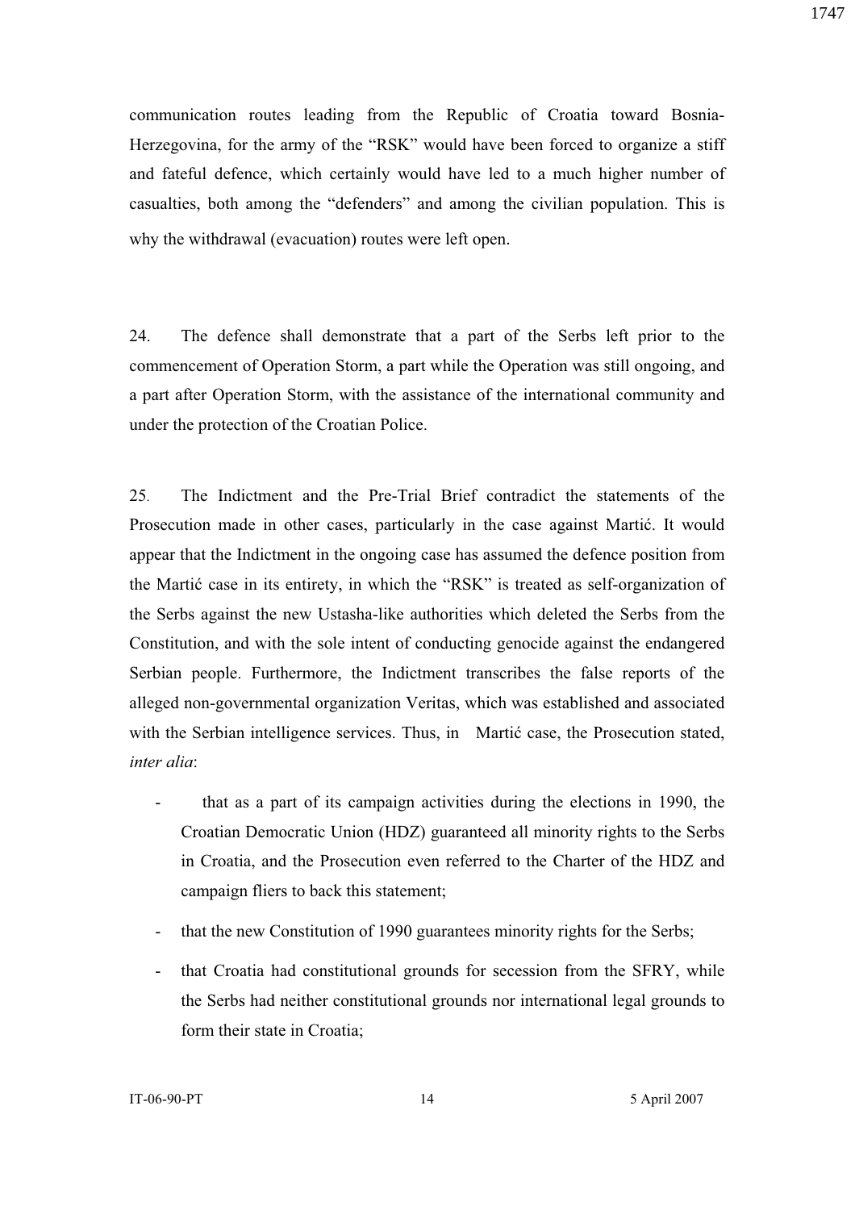communication routes leading from the Republic of Croatia toward Bosnia-Herzegovina, for the army of the "RSK" would have been forced to organize a stiff and fateful defence, which certainly would have led to a much higher number of casualties, both among the "defenders" and among the civilian population. This is why the withdrawal (evacuation) routes were left open.

24. The defence shall demonstrate that a part of the Serbs left prior to the commencement of Operation Storm, a part while the Operation was still ongoing, and a part after Operation Storm, with the assistance of the international community and under the protection of the Croatian Police.

25. The Indictment and the Pre-Trial Brief contradict the statements of the Prosecution made in other cases, particularly in the case against Martić. It would appear that the Indictment in the ongoing case has assumed the defence position from the Martić case in its entirety, in which the "RSK" is treated as self-organization of the Serbs against the new Ustasha-like authorities which deleted the Serbs from the Constitution, and with the sole intent of conducting genocide against the endangered Serbian people. Furthermore, the Indictment transcribes the false reports of the alleged non-governmental organization Veritas, which was established and associated with the Serbian intelligence services. Thus, in Martić case, the Prosecution stated, *inter alia*:

- that as a part of its campaign activities during the elections in 1990, the Croatian Democratic Union (HDZ) guaranteed all minority rights to the Serbs in Croatia, and the Prosecution even referred to the Charter of the HDZ and campaign fliers to back this statement;
- that the new Constitution of 1990 guarantees minority rights for the Serbs;
- that Croatia had constitutional grounds for secession from the SFRY, while the Serbs had neither constitutional grounds nor international legal grounds to form their state in Croatia;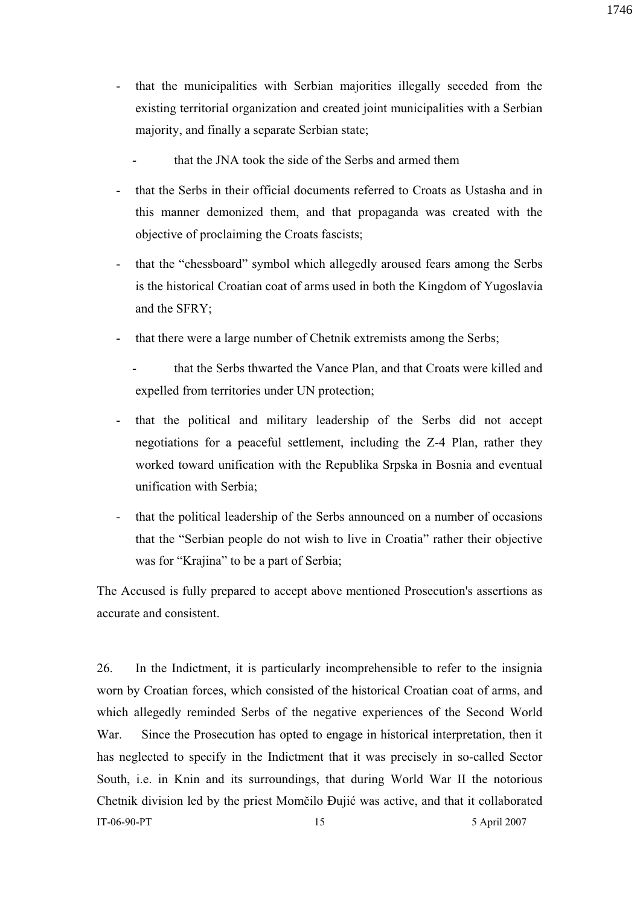- that the municipalities with Serbian majorities illegally seceded from the existing territorial organization and created joint municipalities with a Serbian majority, and finally a separate Serbian state;

- that the JNA took the side of the Serbs and armed them

- that the Serbs in their official documents referred to Croats as Ustasha and in this manner demonized them, and that propaganda was created with the objective of proclaiming the Croats fascists;

- that the "chessboard" symbol which allegedly aroused fears among the Serbs is the historical Croatian coat of arms used in both the Kingdom of Yugoslavia and the SFRY;

- that there were a large number of Chetnik extremists among the Serbs;

- that the Serbs thwarted the Vance Plan, and that Croats were killed and expelled from territories under UN protection;

- that the political and military leadership of the Serbs did not accept negotiations for a peaceful settlement, including the Z-4 Plan, rather they worked toward unification with the Republika Srpska in Bosnia and eventual unification with Serbia;

- that the political leadership of the Serbs announced on a number of occasions that the "Serbian people do not wish to live in Croatia" rather their objective was for "Krajina" to be a part of Serbia;

The Accused is fully prepared to accept above mentioned Prosecution's assertions as accurate and consistent.

26. In the Indictment, it is particularly incomprehensible to refer to the insignia worn by Croatian forces, which consisted of the historical Croatian coat of arms, and which allegedly reminded Serbs of the negative experiences of the Second World War. Since the Prosecution has opted to engage in historical interpretation, then it has neglected to specify in the Indictment that it was precisely in so-called Sector South, i.e. in Knin and its surroundings, that during World War II the notorious Chetnik division led by the priest Momčilo Đujić was active, and that it collaborated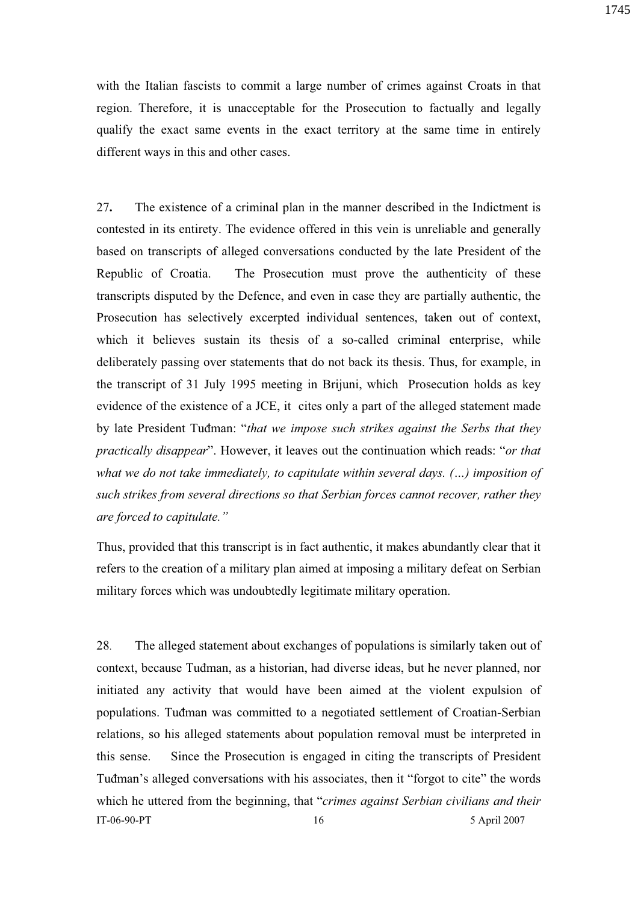with the Italian fascists to commit a large number of crimes against Croats in that region. Therefore, it is unacceptable for the Prosecution to factually and legally qualify the exact same events in the exact territory at the same time in entirely different ways in this and other cases.

27**.** The existence of a criminal plan in the manner described in the Indictment is contested in its entirety. The evidence offered in this vein is unreliable and generally based on transcripts of alleged conversations conducted by the late President of the Republic of Croatia. The Prosecution must prove the authenticity of these transcripts disputed by the Defence, and even in case they are partially authentic, the Prosecution has selectively excerpted individual sentences, taken out of context, which it believes sustain its thesis of a so-called criminal enterprise, while deliberately passing over statements that do not back its thesis. Thus, for example, in the transcript of 31 July 1995 meeting in Brijuni, which Prosecution holds as key evidence of the existence of a JCE, it cites only a part of the alleged statement made by late President Tuđman: "*that we impose such strikes against the Serbs that they practically disappear*". However, it leaves out the continuation which reads: "*or that what we do not take immediately, to capitulate within several days. (…) imposition of such strikes from several directions so that Serbian forces cannot recover, rather they are forced to capitulate.*"

Thus, provided that this transcript is in fact authentic, it makes abundantly clear that it refers to the creation of a military plan aimed at imposing a military defeat on Serbian military forces which was undoubtedly legitimate military operation.

28. The alleged statement about exchanges of populations is similarly taken out of context, because Tuđman, as a historian, had diverse ideas, but he never planned, nor initiated any activity that would have been aimed at the violent expulsion of populations. Tuđman was committed to a negotiated settlement of Croatian-Serbian relations, so his alleged statements about population removal must be interpreted in this sense. Since the Prosecution is engaged in citing the transcripts of President Tuđman's alleged conversations with his associates, then it "forgot to cite" the words which he uttered from the beginning, that "*crimes against Serbian civilians and their*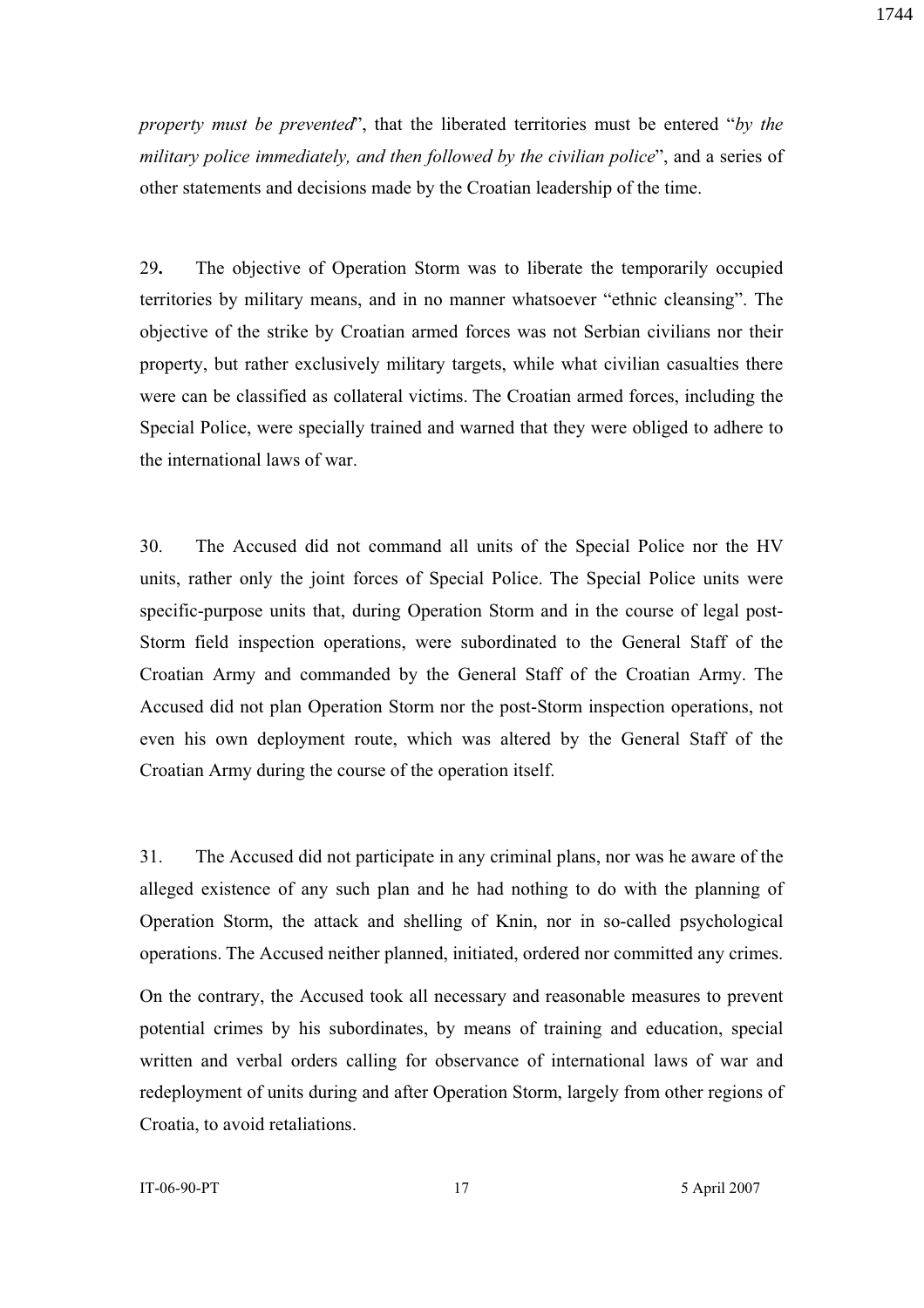*property must be prevented*", that the liberated territories must be entered "*by the military police immediately, and then followed by the civilian police*", and a series of other statements and decisions made by the Croatian leadership of the time.

29**.** The objective of Operation Storm was to liberate the temporarily occupied territories by military means, and in no manner whatsoever "ethnic cleansing". The objective of the strike by Croatian armed forces was not Serbian civilians nor their property, but rather exclusively military targets, while what civilian casualties there were can be classified as collateral victims. The Croatian armed forces, including the Special Police, were specially trained and warned that they were obliged to adhere to the international laws of war.

30. The Accused did not command all units of the Special Police nor the HV units, rather only the joint forces of Special Police. The Special Police units were specific-purpose units that, during Operation Storm and in the course of legal post-Storm field inspection operations, were subordinated to the General Staff of the Croatian Army and commanded by the General Staff of the Croatian Army. The Accused did not plan Operation Storm nor the post-Storm inspection operations, not even his own deployment route, which was altered by the General Staff of the Croatian Army during the course of the operation itself.

31. The Accused did not participate in any criminal plans, nor was he aware of the alleged existence of any such plan and he had nothing to do with the planning of Operation Storm, the attack and shelling of Knin, nor in so-called psychological operations. The Accused neither planned, initiated, ordered nor committed any crimes.

On the contrary, the Accused took all necessary and reasonable measures to prevent potential crimes by his subordinates, by means of training and education, special written and verbal orders calling for observance of international laws of war and redeployment of units during and after Operation Storm, largely from other regions of Croatia, to avoid retaliations.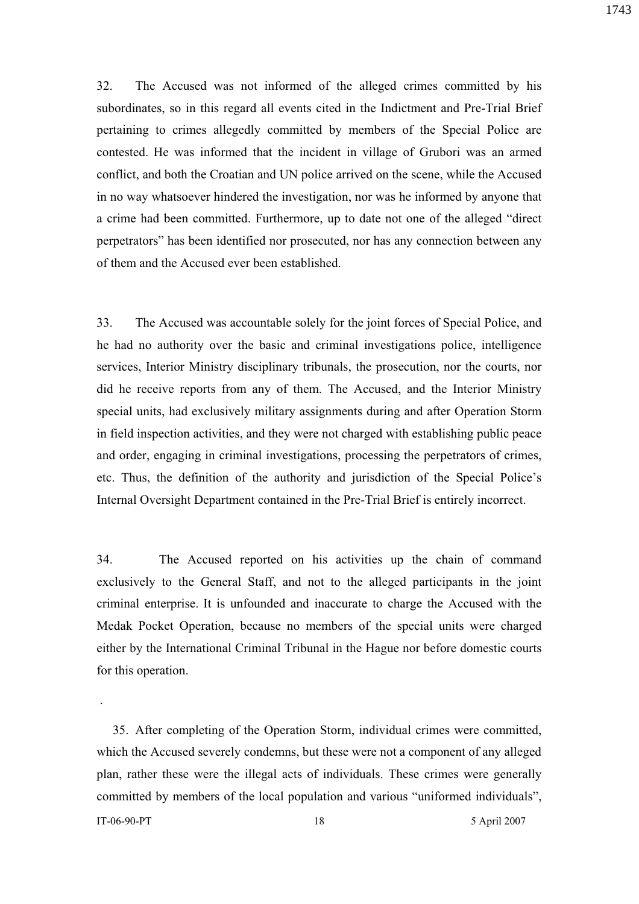32. The Accused was not informed of the alleged crimes committed by his subordinates, so in this regard all events cited in the Indictment and Pre-Trial Brief pertaining to crimes allegedly committed by members of the Special Police are contested. He was informed that the incident in village of Grubori was an armed conflict, and both the Croatian and UN police arrived on the scene, while the Accused in no way whatsoever hindered the investigation, nor was he informed by anyone that a crime had been committed. Furthermore, up to date not one of the alleged "direct perpetrators" has been identified nor prosecuted, nor has any connection between any of them and the Accused ever been established.

33. The Accused was accountable solely for the joint forces of Special Police, and he had no authority over the basic and criminal investigations police, intelligence services, Interior Ministry disciplinary tribunals, the prosecution, nor the courts, nor did he receive reports from any of them. The Accused, and the Interior Ministry special units, had exclusively military assignments during and after Operation Storm in field inspection activities, and they were not charged with establishing public peace and order, engaging in criminal investigations, processing the perpetrators of crimes, etc. Thus, the definition of the authority and jurisdiction of the Special Police's Internal Oversight Department contained in the Pre-Trial Brief is entirely incorrect.

34. The Accused reported on his activities up the chain of command exclusively to the General Staff, and not to the alleged participants in the joint criminal enterprise. It is unfounded and inaccurate to charge the Accused with the Medak Pocket Operation, because no members of the special units were charged either by the International Criminal Tribunal in the Hague nor before domestic courts for this operation.

35. After completing of the Operation Storm, individual crimes were committed, which the Accused severely condemns, but these were not a component of any alleged plan, rather these were the illegal acts of individuals. These crimes were generally committed by members of the local population and various "uniformed individuals",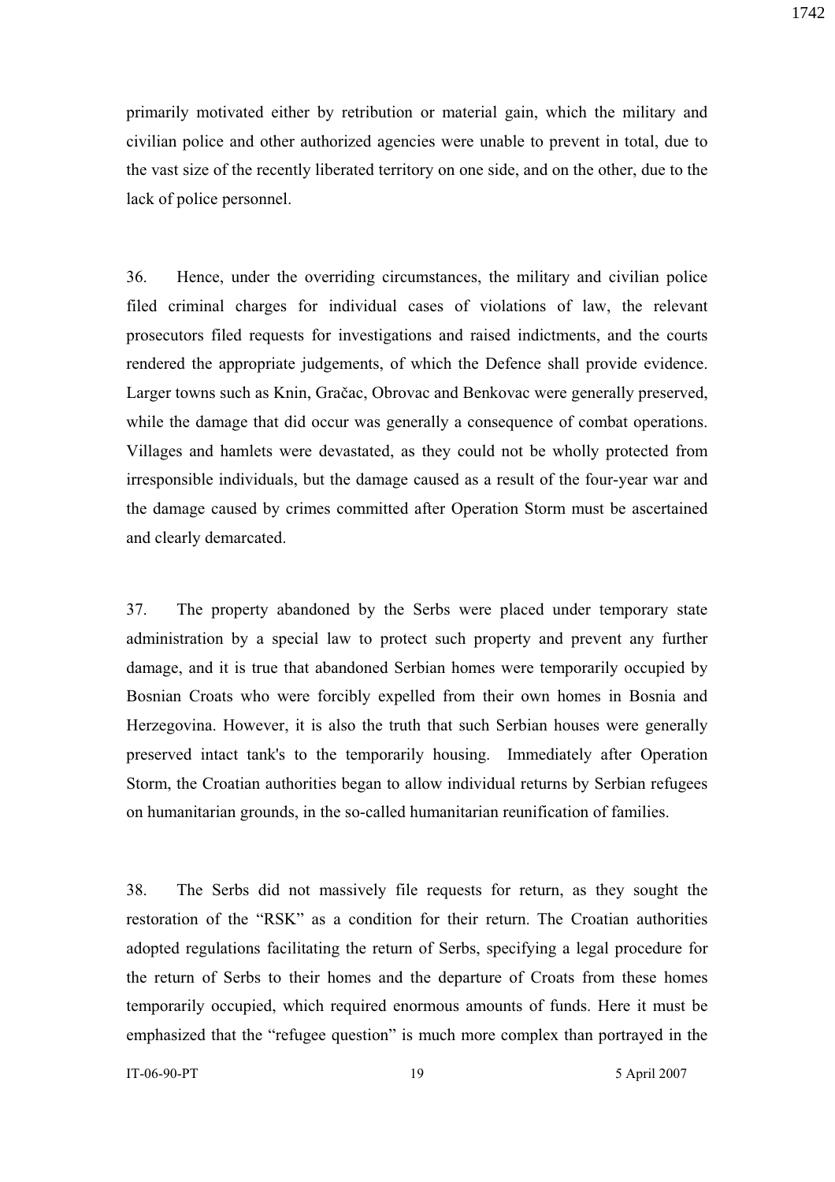primarily motivated either by retribution or material gain, which the military and civilian police and other authorized agencies were unable to prevent in total, due to the vast size of the recently liberated territory on one side, and on the other, due to the lack of police personnel.

36. Hence, under the overriding circumstances, the military and civilian police filed criminal charges for individual cases of violations of law, the relevant prosecutors filed requests for investigations and raised indictments, and the courts rendered the appropriate judgements, of which the Defence shall provide evidence. Larger towns such as Knin, Gračac, Obrovac and Benkovac were generally preserved, while the damage that did occur was generally a consequence of combat operations. Villages and hamlets were devastated, as they could not be wholly protected from irresponsible individuals, but the damage caused as a result of the four-year war and the damage caused by crimes committed after Operation Storm must be ascertained and clearly demarcated.

37. The property abandoned by the Serbs were placed under temporary state administration by a special law to protect such property and prevent any further damage, and it is true that abandoned Serbian homes were temporarily occupied by Bosnian Croats who were forcibly expelled from their own homes in Bosnia and Herzegovina. However, it is also the truth that such Serbian houses were generally preserved intact tank's to the temporarily housing. Immediately after Operation Storm, the Croatian authorities began to allow individual returns by Serbian refugees on humanitarian grounds, in the so-called humanitarian reunification of families.

38. The Serbs did not massively file requests for return, as they sought the restoration of the "RSK" as a condition for their return. The Croatian authorities adopted regulations facilitating the return of Serbs, specifying a legal procedure for the return of Serbs to their homes and the departure of Croats from these homes temporarily occupied, which required enormous amounts of funds. Here it must be emphasized that the "refugee question" is much more complex than portrayed in the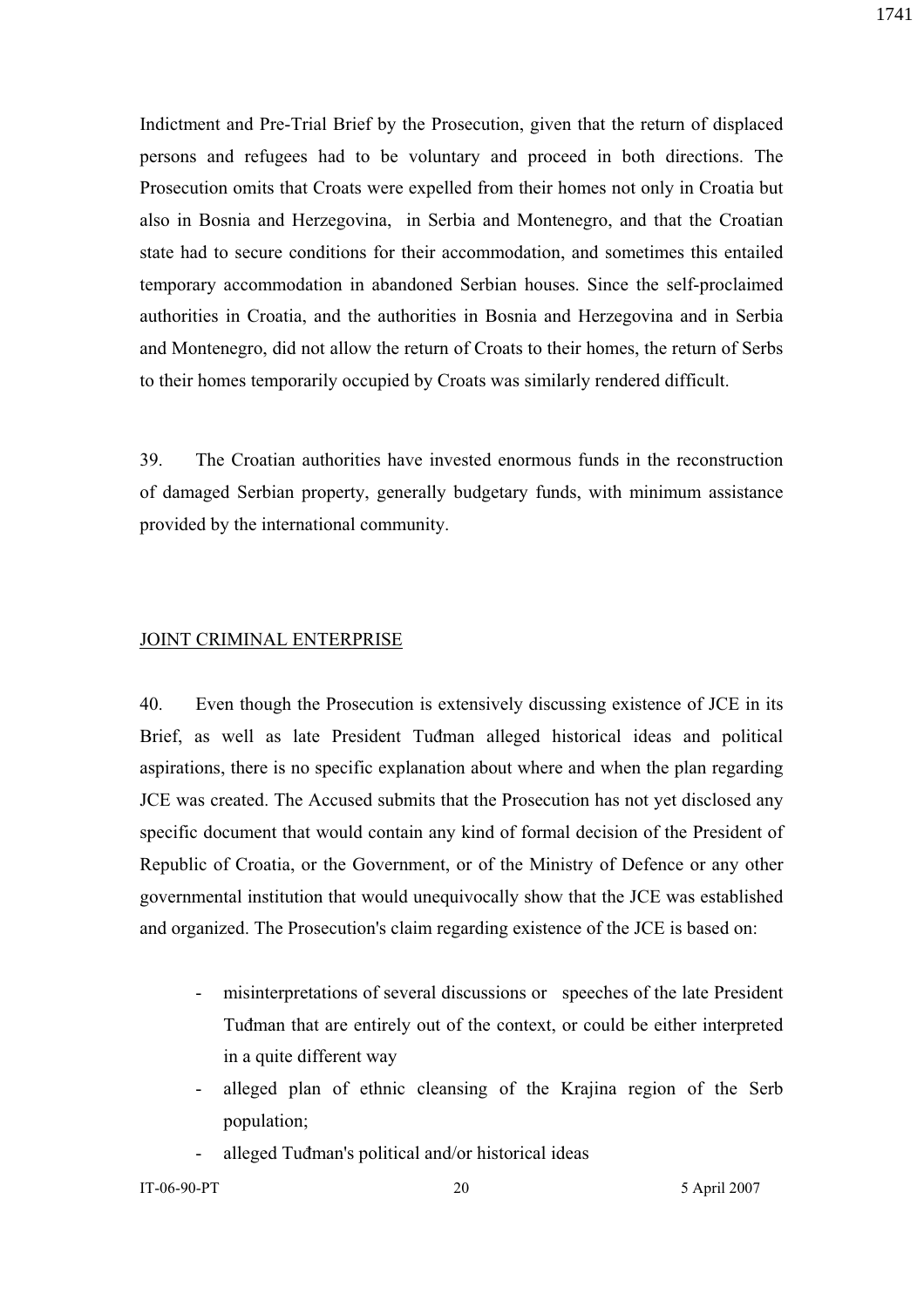Indictment and Pre-Trial Brief by the Prosecution, given that the return of displaced persons and refugees had to be voluntary and proceed in both directions. The Prosecution omits that Croats were expelled from their homes not only in Croatia but also in Bosnia and Herzegovina, in Serbia and Montenegro, and that the Croatian state had to secure conditions for their accommodation, and sometimes this entailed temporary accommodation in abandoned Serbian houses. Since the self-proclaimed authorities in Croatia, and the authorities in Bosnia and Herzegovina and in Serbia and Montenegro, did not allow the return of Croats to their homes, the return of Serbs to their homes temporarily occupied by Croats was similarly rendered difficult.

39. The Croatian authorities have invested enormous funds in the reconstruction of damaged Serbian property, generally budgetary funds, with minimum assistance provided by the international community.

## JOINT CRIMINAL ENTERPRISE

40. Even though the Prosecution is extensively discussing existence of JCE in its Brief, as well as late President Tuđman alleged historical ideas and political aspirations, there is no specific explanation about where and when the plan regarding JCE was created. The Accused submits that the Prosecution has not yet disclosed any specific document that would contain any kind of formal decision of the President of Republic of Croatia, or the Government, or of the Ministry of Defence or any other governmental institution that would unequivocally show that the JCE was established and organized. The Prosecution's claim regarding existence of the JCE is based on:

- misinterpretations of several discussions or speeches of the late President Tuđman that are entirely out of the context, or could be either interpreted in a quite different way
- alleged plan of ethnic cleansing of the Krajina region of the Serb population;
- alleged Tuđman's political and/or historical ideas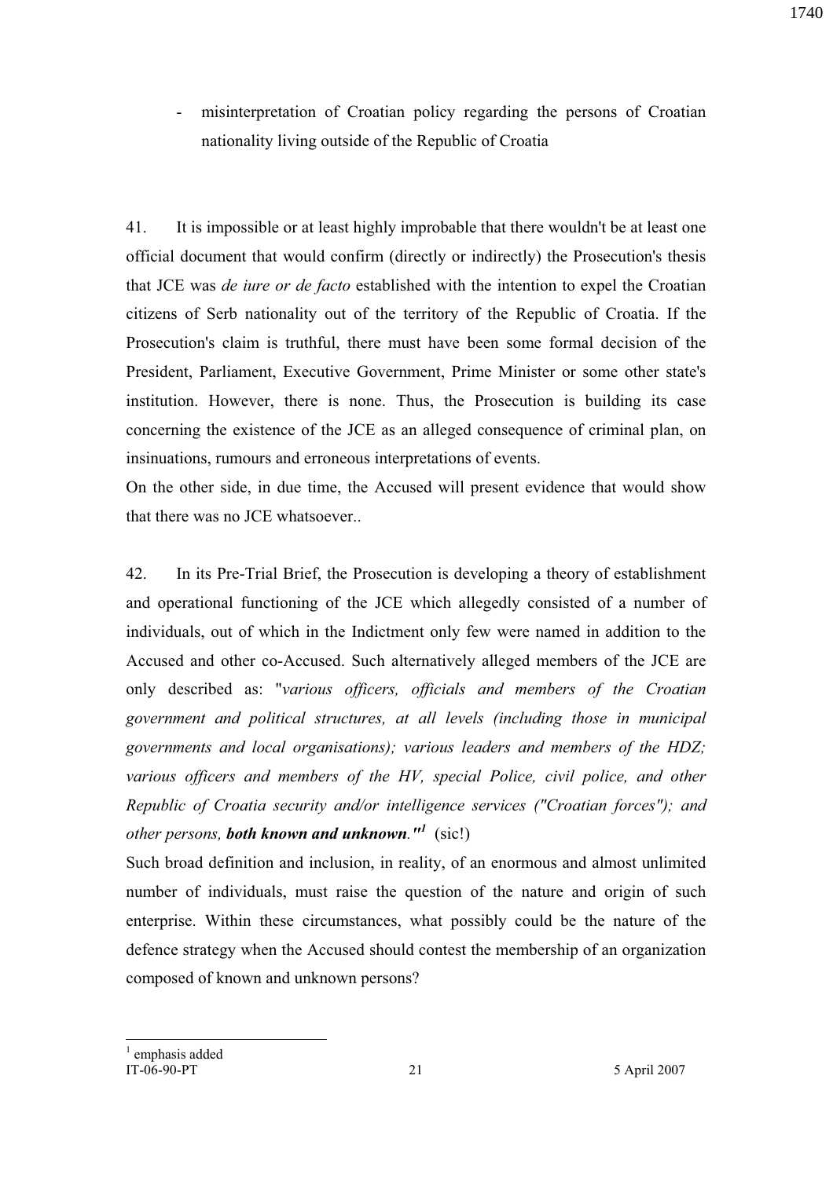- misinterpretation of Croatian policy regarding the persons of Croatian nationality living outside of the Republic of Croatia

41. It is impossible or at least highly improbable that there wouldn't be at least one official document that would confirm (directly or indirectly) the Prosecution's thesis that JCE was *de iure or de facto* established with the intention to expel the Croatian citizens of Serb nationality out of the territory of the Republic of Croatia. If the Prosecution's claim is truthful, there must have been some formal decision of the President, Parliament, Executive Government, Prime Minister or some other state's institution. However, there is none. Thus, the Prosecution is building its case concerning the existence of the JCE as an alleged consequence of criminal plan, on insinuations, rumours and erroneous interpretations of events.

On the other side, in due time, the Accused will present evidence that would show that there was no JCE whatsoever..

42. In its Pre-Trial Brief, the Prosecution is developing a theory of establishment and operational functioning of the JCE which allegedly consisted of a number of individuals, out of which in the Indictment only few were named in addition to the Accused and other co-Accused. Such alternatively alleged members of the JCE are only described as: "*various officers, officials and members of the Croatian government and political structures, at all levels (including those in municipal governments and local organisations); various leaders and members of the HDZ; various officers and members of the HV, special Police, civil police, and other Republic of Croatia security and/or intelligence services ("Croatian forces"); and other persons,* ***both known and unknown****."*[1] (sic!)

Such broad definition and inclusion, in reality, of an enormous and almost unlimited number of individuals, must raise the question of the nature and origin of such enterprise. Within these circumstances, what possibly could be the nature of the defence strategy when the Accused should contest the membership of an organization composed of known and unknown persons?

---

[1] emphasis added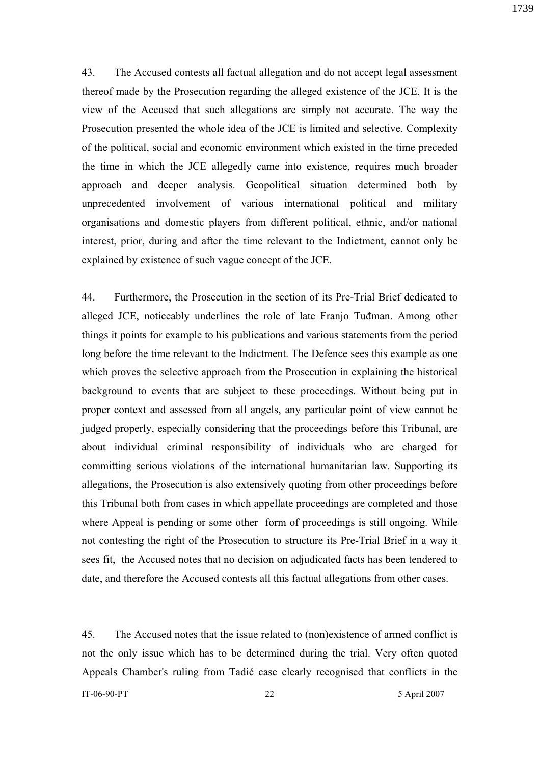43. The Accused contests all factual allegation and do not accept legal assessment thereof made by the Prosecution regarding the alleged existence of the JCE. It is the view of the Accused that such allegations are simply not accurate. The way the Prosecution presented the whole idea of the JCE is limited and selective. Complexity of the political, social and economic environment which existed in the time preceded the time in which the JCE allegedly came into existence, requires much broader approach and deeper analysis. Geopolitical situation determined both by unprecedented involvement of various international political and military organisations and domestic players from different political, ethnic, and/or national interest, prior, during and after the time relevant to the Indictment, cannot only be explained by existence of such vague concept of the JCE.

44. Furthermore, the Prosecution in the section of its Pre-Trial Brief dedicated to alleged JCE, noticeably underlines the role of late Franjo Tuđman. Among other things it points for example to his publications and various statements from the period long before the time relevant to the Indictment. The Defence sees this example as one which proves the selective approach from the Prosecution in explaining the historical background to events that are subject to these proceedings. Without being put in proper context and assessed from all angels, any particular point of view cannot be judged properly, especially considering that the proceedings before this Tribunal, are about individual criminal responsibility of individuals who are charged for committing serious violations of the international humanitarian law. Supporting its allegations, the Prosecution is also extensively quoting from other proceedings before this Tribunal both from cases in which appellate proceedings are completed and those where Appeal is pending or some other form of proceedings is still ongoing. While not contesting the right of the Prosecution to structure its Pre-Trial Brief in a way it sees fit, the Accused notes that no decision on adjudicated facts has been tendered to date, and therefore the Accused contests all this factual allegations from other cases.

45. The Accused notes that the issue related to (non)existence of armed conflict is not the only issue which has to be determined during the trial. Very often quoted Appeals Chamber's ruling from Tadić case clearly recognised that conflicts in the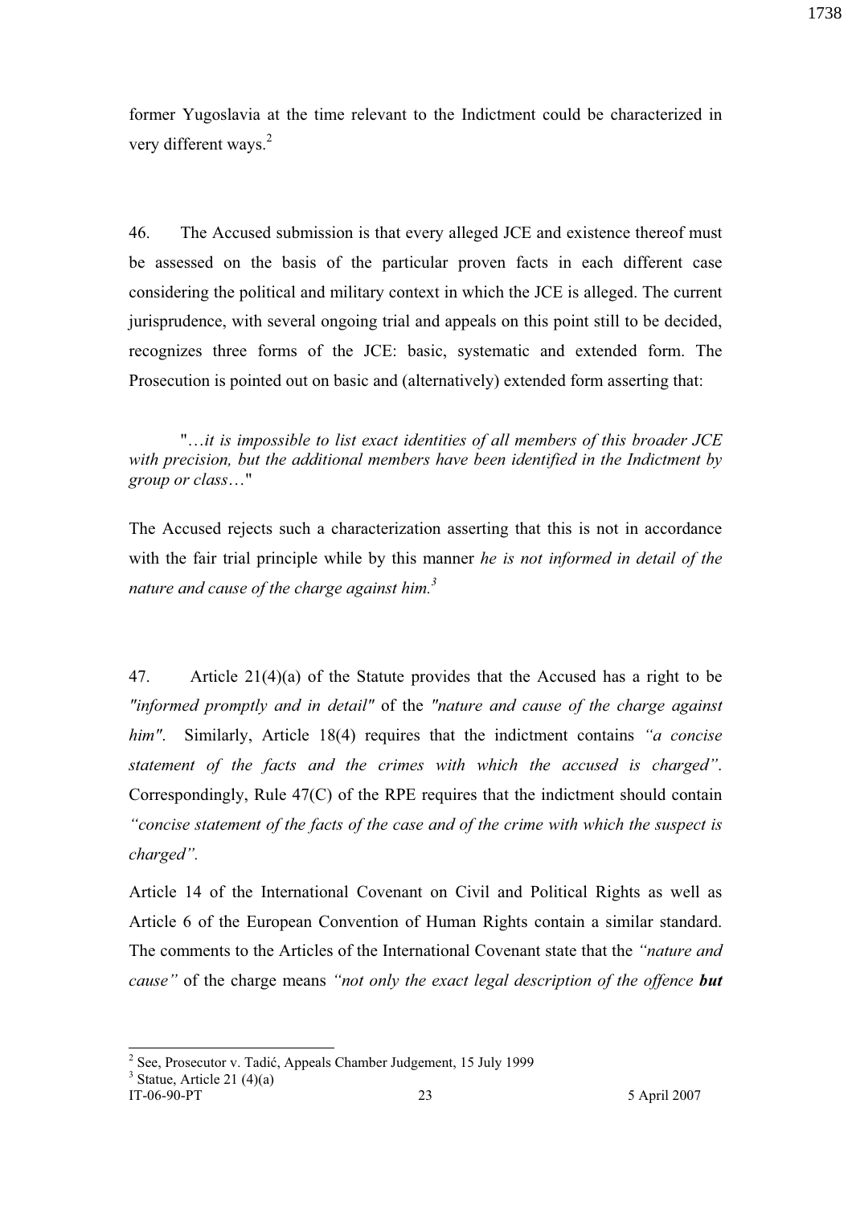former Yugoslavia at the time relevant to the Indictment could be characterized in very different ways.[2]

46. The Accused submission is that every alleged JCE and existence thereof must be assessed on the basis of the particular proven facts in each different case considering the political and military context in which the JCE is alleged. The current jurisprudence, with several ongoing trial and appeals on this point still to be decided, recognizes three forms of the JCE: basic, systematic and extended form. The Prosecution is pointed out on basic and (alternatively) extended form asserting that:

> "*…it is impossible to list exact identities of all members of this broader JCE with precision, but the additional members have been identified in the Indictment by group or class…*"

The Accused rejects such a characterization asserting that this is not in accordance with the fair trial principle while by this manner *he is not informed in detail of the nature and cause of the charge against him.*[3]

47. Article 21(4)(a) of the Statute provides that the Accused has a right to be *"informed promptly and in detail"* of the *"nature and cause of the charge against him"*. Similarly, Article 18(4) requires that the indictment contains *"a concise statement of the facts and the crimes with which the accused is charged"*. Correspondingly, Rule 47(C) of the RPE requires that the indictment should contain *"concise statement of the facts of the case and of the crime with which the suspect is charged".*

Article 14 of the International Covenant on Civil and Political Rights as well as Article 6 of the European Convention of Human Rights contain a similar standard. The comments to the Articles of the International Covenant state that the *"nature and cause"* of the charge means *"not only the exact legal description of the offence* ***but***

---

[2] See, Prosecutor v. Tadić, Appeals Chamber Judgement, 15 July 1999

[3] Statue, Article 21 (4)(a)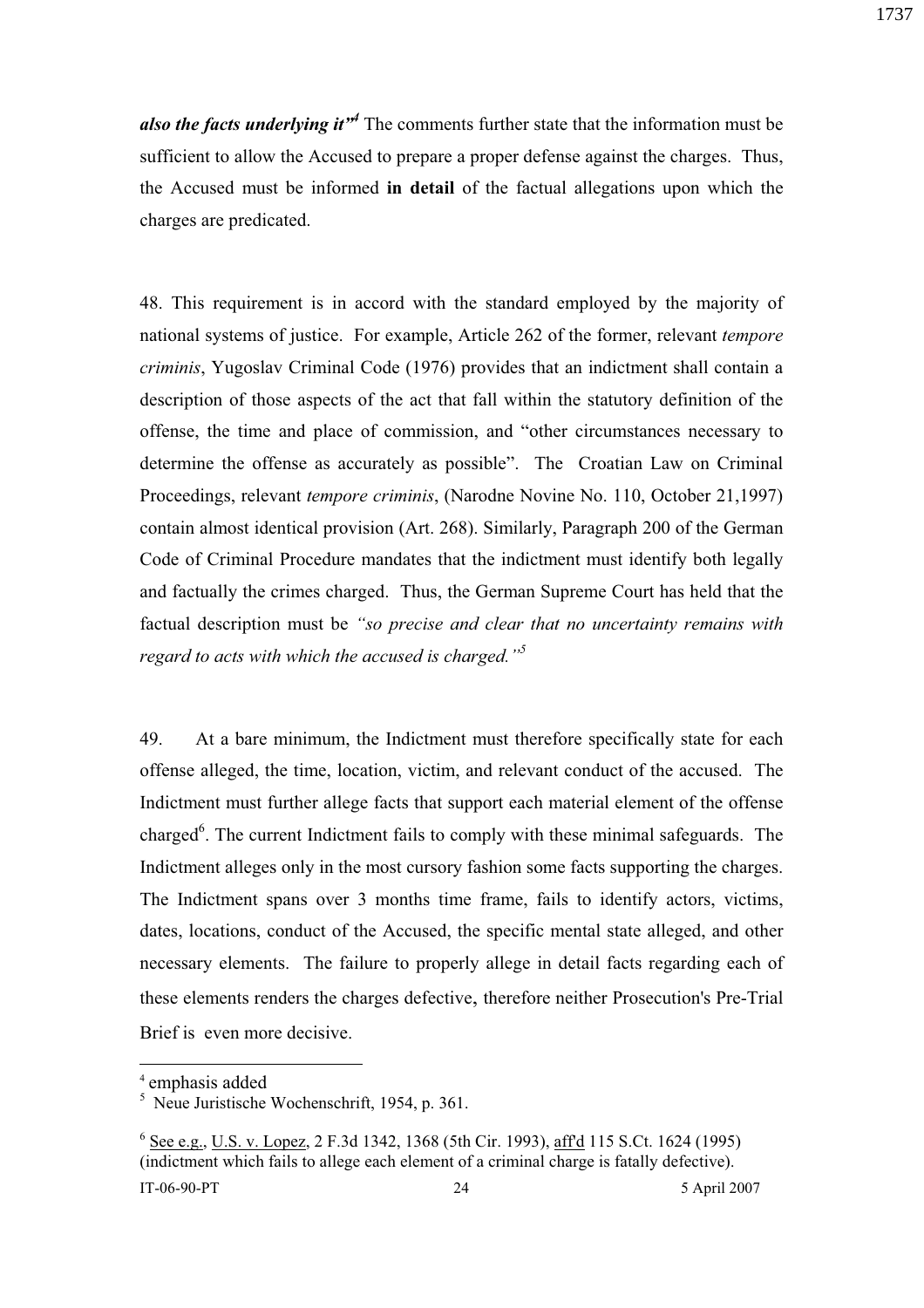***also the facts underlying it"***[4] The comments further state that the information must be sufficient to allow the Accused to prepare a proper defense against the charges. Thus, the Accused must be informed **in detail** of the factual allegations upon which the charges are predicated.

48. This requirement is in accord with the standard employed by the majority of national systems of justice. For example, Article 262 of the former, relevant *tempore criminis*, Yugoslav Criminal Code (1976) provides that an indictment shall contain a description of those aspects of the act that fall within the statutory definition of the offense, the time and place of commission, and "other circumstances necessary to determine the offense as accurately as possible". The Croatian Law on Criminal Proceedings, relevant *tempore criminis*, (Narodne Novine No. 110, October 21,1997) contain almost identical provision (Art. 268). Similarly, Paragraph 200 of the German Code of Criminal Procedure mandates that the indictment must identify both legally and factually the crimes charged. Thus, the German Supreme Court has held that the factual description must be *"so precise and clear that no uncertainty remains with regard to acts with which the accused is charged."*[5]

49. At a bare minimum, the Indictment must therefore specifically state for each offense alleged, the time, location, victim, and relevant conduct of the accused. The Indictment must further allege facts that support each material element of the offense charged[6]. The current Indictment fails to comply with these minimal safeguards. The Indictment alleges only in the most cursory fashion some facts supporting the charges. The Indictment spans over 3 months time frame, fails to identify actors, victims, dates, locations, conduct of the Accused, the specific mental state alleged, and other necessary elements. The failure to properly allege in detail facts regarding each of these elements renders the charges defective, therefore neither Prosecution's Pre-Trial Brief is even more decisive.

---

[4] emphasis added

[5] Neue Juristische Wochenschrift, 1954, p. 361.

[6] See e.g., U.S. v. Lopez, 2 F.3d 1342, 1368 (5th Cir. 1993), aff'd 115 S.Ct. 1624 (1995) (indictment which fails to allege each element of a criminal charge is fatally defective).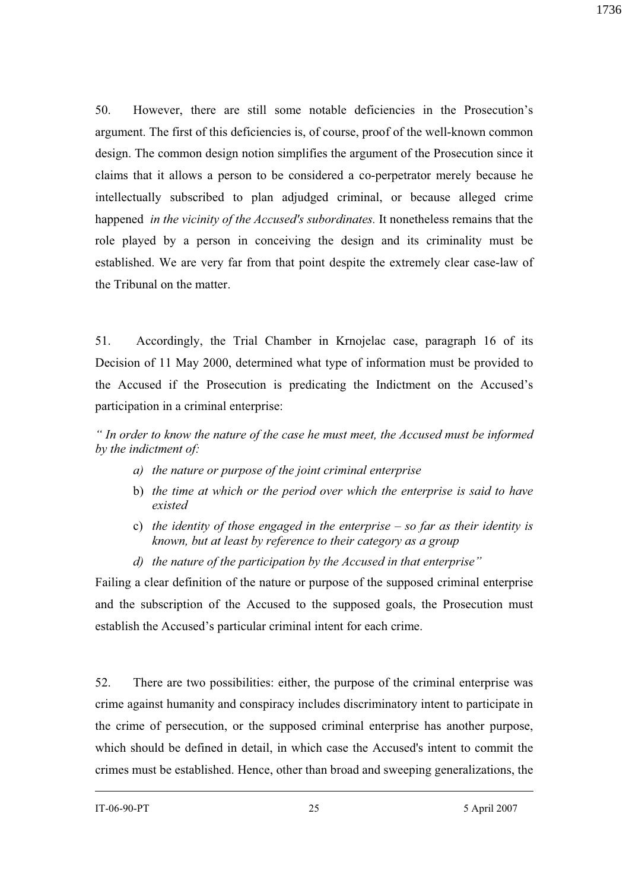50. However, there are still some notable deficiencies in the Prosecution's argument. The first of this deficiencies is, of course, proof of the well-known common design. The common design notion simplifies the argument of the Prosecution since it claims that it allows a person to be considered a co-perpetrator merely because he intellectually subscribed to plan adjudged criminal, or because alleged crime happened *in the vicinity of the Accused's subordinates.* It nonetheless remains that the role played by a person in conceiving the design and its criminality must be established. We are very far from that point despite the extremely clear case-law of the Tribunal on the matter.

51. Accordingly, the Trial Chamber in Krnojelac case, paragraph 16 of its Decision of 11 May 2000, determined what type of information must be provided to the Accused if the Prosecution is predicating the Indictment on the Accused's participation in a criminal enterprise:

*" In order to know the nature of the case he must meet, the Accused must be informed by the indictment of:*

- a) *the nature or purpose of the joint criminal enterprise*
- b) *the time at which or the period over which the enterprise is said to have existed*
- c) *the identity of those engaged in the enterprise – so far as their identity is known, but at least by reference to their category as a group*
- d) *the nature of the participation by the Accused in that enterprise"*

Failing a clear definition of the nature or purpose of the supposed criminal enterprise and the subscription of the Accused to the supposed goals, the Prosecution must establish the Accused's particular criminal intent for each crime.

52. There are two possibilities: either, the purpose of the criminal enterprise was crime against humanity and conspiracy includes discriminatory intent to participate in the crime of persecution, or the supposed criminal enterprise has another purpose, which should be defined in detail, in which case the Accused's intent to commit the crimes must be established. Hence, other than broad and sweeping generalizations, the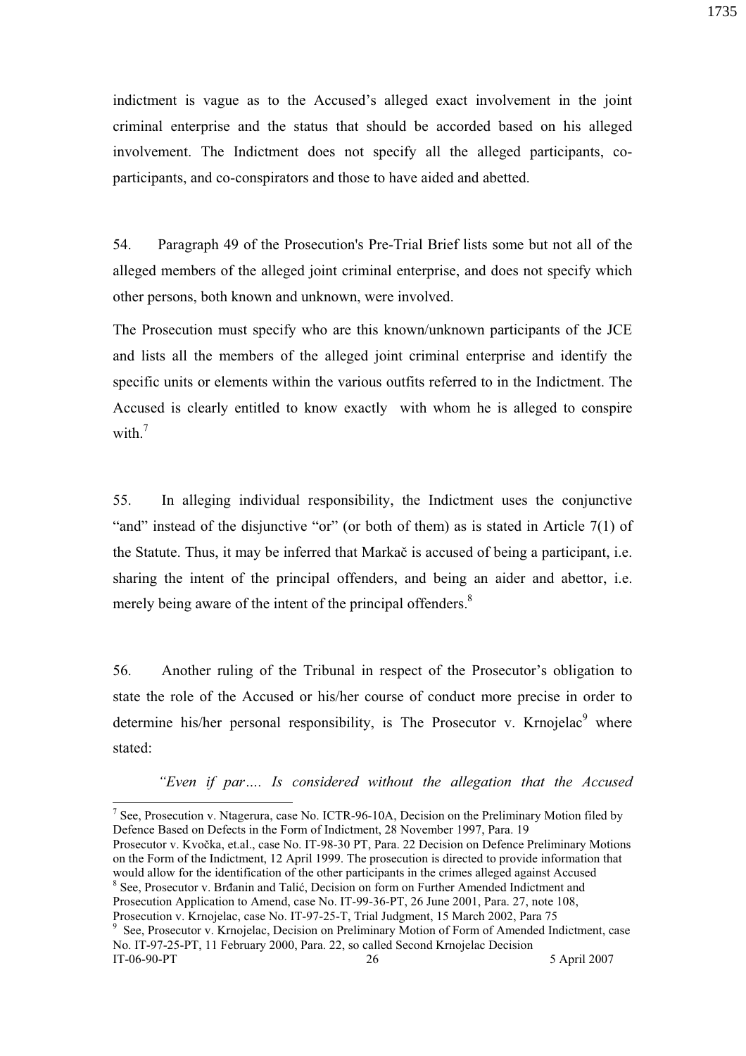indictment is vague as to the Accused's alleged exact involvement in the joint criminal enterprise and the status that should be accorded based on his alleged involvement. The Indictment does not specify all the alleged participants, co-participants, and co-conspirators and those to have aided and abetted.

54. Paragraph 49 of the Prosecution's Pre-Trial Brief lists some but not all of the alleged members of the alleged joint criminal enterprise, and does not specify which other persons, both known and unknown, were involved.

The Prosecution must specify who are this known/unknown participants of the JCE and lists all the members of the alleged joint criminal enterprise and identify the specific units or elements within the various outfits referred to in the Indictment. The Accused is clearly entitled to know exactly with whom he is alleged to conspire with.[7]

55. In alleging individual responsibility, the Indictment uses the conjunctive "and" instead of the disjunctive "or" (or both of them) as is stated in Article 7(1) of the Statute. Thus, it may be inferred that Markač is accused of being a participant, i.e. sharing the intent of the principal offenders, and being an aider and abettor, i.e. merely being aware of the intent of the principal offenders.[8]

56. Another ruling of the Tribunal in respect of the Prosecutor's obligation to state the role of the Accused or his/her course of conduct more precise in order to determine his/her personal responsibility, is The Prosecutor v. Krnojelac[9] where stated:

*"Even if par…. Is considered without the allegation that the Accused*

---

[7] See, Prosecution v. Ntagerura, case No. ICTR-96-10A, Decision on the Preliminary Motion filed by Defence Based on Defects in the Form of Indictment, 28 November 1997, Para. 19
Prosecutor v. Kvočka, et.al., case No. IT-98-30 PT, Para. 22 Decision on Defence Preliminary Motions on the Form of the Indictment, 12 April 1999. The prosecution is directed to provide information that would allow for the identification of the other participants in the crimes alleged against Accused

[8] See, Prosecutor v. Brđanin and Talić, Decision on form on Further Amended Indictment and Prosecution Application to Amend, case No. IT-99-36-PT, 26 June 2001, Para. 27, note 108, Prosecution v. Krnojelac, case No. IT-97-25-T, Trial Judgment, 15 March 2002, Para 75

[9] See, Prosecutor v. Krnojelac, Decision on Preliminary Motion of Form of Amended Indictment, case No. IT-97-25-PT, 11 February 2000, Para. 22, so called Second Krnojelac Decision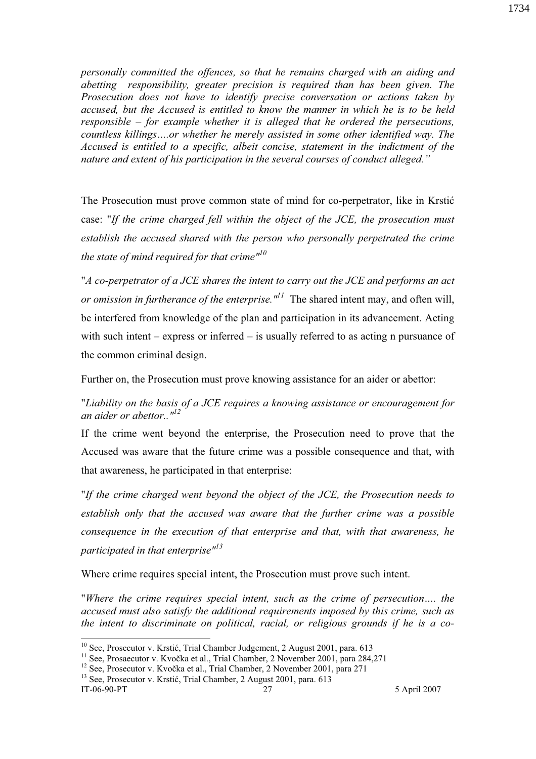*personally committed the offences, so that he remains charged with an aiding and abetting responsibility, greater precision is required than has been given. The Prosecution does not have to identify precise conversation or actions taken by accused, but the Accused is entitled to know the manner in which he is to be held responsible – for example whether it is alleged that he ordered the persecutions, countless killings….or whether he merely assisted in some other identified way. The Accused is entitled to a specific, albeit concise, statement in the indictment of the nature and extent of his participation in the several courses of conduct alleged."*

The Prosecution must prove common state of mind for co-perpetrator, like in Krstić case: "*If the crime charged fell within the object of the JCE, the prosecution must establish the accused shared with the person who personally perpetrated the crime the state of mind required for that crime*"[10]

"*A co-perpetrator of a JCE shares the intent to carry out the JCE and performs an act or omission in furtherance of the enterprise.*"[11] The shared intent may, and often will, be interfered from knowledge of the plan and participation in its advancement. Acting with such intent – express or inferred – is usually referred to as acting n pursuance of the common criminal design.

Further on, the Prosecution must prove knowing assistance for an aider or abettor:

"*Liability on the basis of a JCE requires a knowing assistance or encouragement for an aider or abettor..*"[12]

If the crime went beyond the enterprise, the Prosecution need to prove that the Accused was aware that the future crime was a possible consequence and that, with that awareness, he participated in that enterprise:

"*If the crime charged went beyond the object of the JCE, the Prosecution needs to establish only that the accused was aware that the further crime was a possible consequence in the execution of that enterprise and that, with that awareness, he participated in that enterprise*"[13]

Where crime requires special intent, the Prosecution must prove such intent.

"*Where the crime requires special intent, such as the crime of persecution…. the accused must also satisfy the additional requirements imposed by this crime, such as the intent to discriminate on political, racial, or religious grounds if he is a co-*

---

[10] See, Prosecutor v. Krstić, Trial Chamber Judgement, 2 August 2001, para. 613

[11] See, Prosaecutor v. Kvočka et al., Trial Chamber, 2 November 2001, para 284,271

[12] See, Prosecutor v. Kvočka et al., Trial Chamber, 2 November 2001, para 271

[13] See, Prosecutor v. Krstić, Trial Chamber, 2 August 2001, para. 613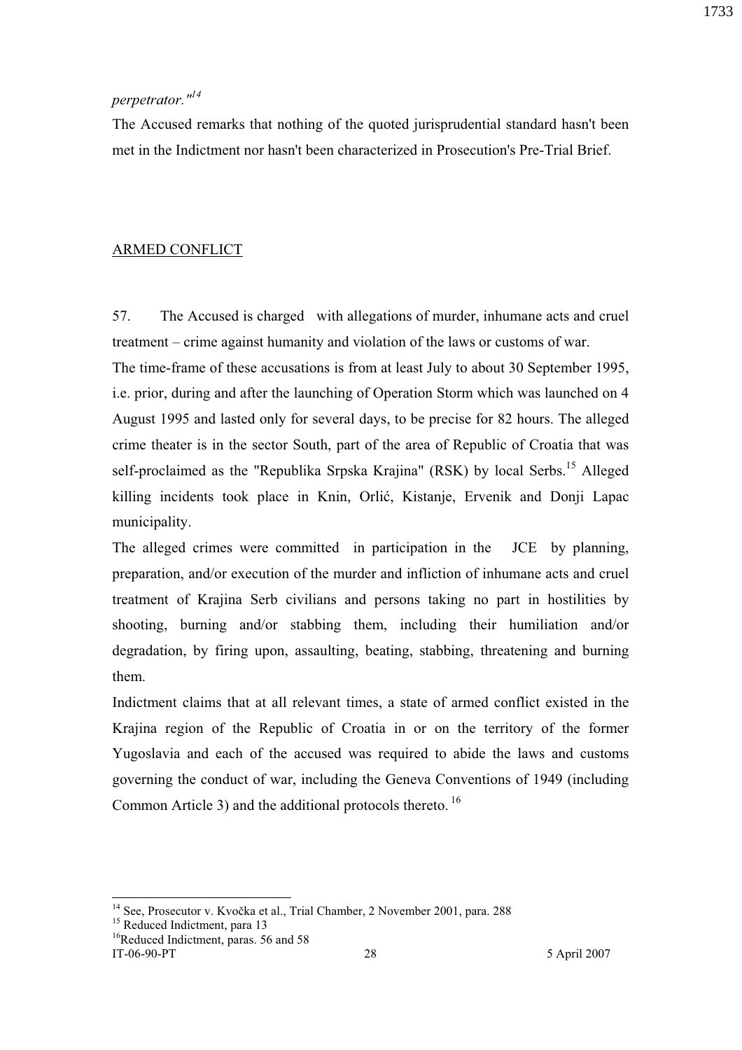*perpetrator."*[14]

The Accused remarks that nothing of the quoted jurisprudential standard hasn't been met in the Indictment nor hasn't been characterized in Prosecution's Pre-Trial Brief.

## ARMED CONFLICT

57. The Accused is charged with allegations of murder, inhumane acts and cruel treatment – crime against humanity and violation of the laws or customs of war.

The time-frame of these accusations is from at least July to about 30 September 1995, i.e. prior, during and after the launching of Operation Storm which was launched on 4 August 1995 and lasted only for several days, to be precise for 82 hours. The alleged crime theater is in the sector South, part of the area of Republic of Croatia that was self-proclaimed as the "Republika Srpska Krajina" (RSK) by local Serbs.[15] Alleged killing incidents took place in Knin, Orlić, Kistanje, Ervenik and Donji Lapac municipality.

The alleged crimes were committed in participation in the JCE by planning, preparation, and/or execution of the murder and infliction of inhumane acts and cruel treatment of Krajina Serb civilians and persons taking no part in hostilities by shooting, burning and/or stabbing them, including their humiliation and/or degradation, by firing upon, assaulting, beating, stabbing, threatening and burning them.

Indictment claims that at all relevant times, a state of armed conflict existed in the Krajina region of the Republic of Croatia in or on the territory of the former Yugoslavia and each of the accused was required to abide the laws and customs governing the conduct of war, including the Geneva Conventions of 1949 (including Common Article 3) and the additional protocols thereto.[16]

---

[14] See, Prosecutor v. Kvočka et al., Trial Chamber, 2 November 2001, para. 288

[15] Reduced Indictment, para 13

[16] Reduced Indictment, paras. 56 and 58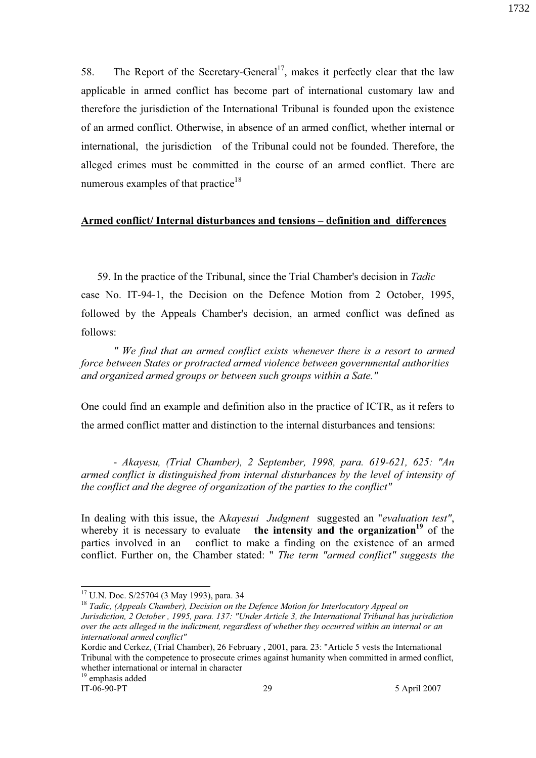58. The Report of the Secretary-General[17], makes it perfectly clear that the law applicable in armed conflict has become part of international customary law and therefore the jurisdiction of the International Tribunal is founded upon the existence of an armed conflict. Otherwise, in absence of an armed conflict, whether internal or international, the jurisdiction of the Tribunal could not be founded. Therefore, the alleged crimes must be committed in the course of an armed conflict. There are numerous examples of that practice[18]

**Armed conflict/ Internal disturbances and tensions – definition and differences**

59. In the practice of the Tribunal, since the Trial Chamber's decision in *Tadic* case No. IT-94-1, the Decision on the Defence Motion from 2 October, 1995, followed by the Appeals Chamber's decision, an armed conflict was defined as follows:

*" We find that an armed conflict exists whenever there is a resort to armed force between States or protracted armed violence between governmental authorities and organized armed groups or between such groups within a Sate."*

One could find an example and definition also in the practice of ICTR, as it refers to the armed conflict matter and distinction to the internal disturbances and tensions:

- *Akayesu, (Trial Chamber), 2 September, 1998, para. 619-621, 625: "An armed conflict is distinguished from internal disturbances by the level of intensity of the conflict and the degree of organization of the parties to the conflict"*

In dealing with this issue, the A*kayesui Judgment* suggested an "*evaluation test"*, whereby it is necessary to evaluate **the intensity and the organization**[19] of the parties involved in an conflict to make a finding on the existence of an armed conflict. Further on, the Chamber stated: " *The term "armed conflict" suggests the*

---

[17] U.N. Doc. S/25704 (3 May 1993), para. 34

[18] *Tadic, (Appeals Chamber), Decision on the Defence Motion for Interlocutory Appeal on Jurisdiction, 2 October , 1995, para. 137: "Under Article 3, the International Tribunal has jurisdiction over the acts alleged in the indictment, regardless of whether they occurred within an internal or an international armed conflict"*

Kordic and Cerkez, (Trial Chamber), 26 February , 2001, para. 23: "Article 5 vests the International Tribunal with the competence to prosecute crimes against humanity when committed in armed conflict, whether international or internal in character

[19] emphasis added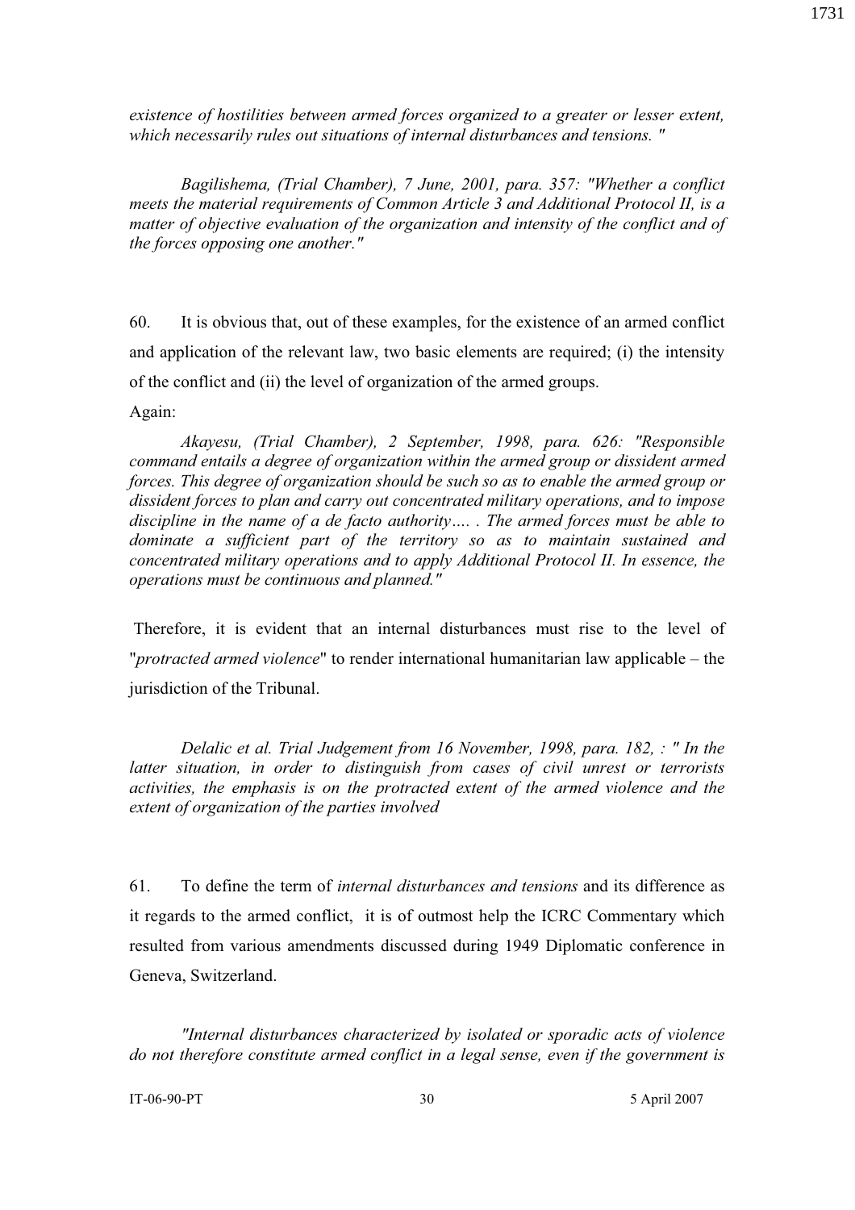*existence of hostilities between armed forces organized to a greater or lesser extent, which necessarily rules out situations of internal disturbances and tensions. "*

*Bagilishema, (Trial Chamber), 7 June, 2001, para. 357: "Whether a conflict meets the material requirements of Common Article 3 and Additional Protocol II, is a matter of objective evaluation of the organization and intensity of the conflict and of the forces opposing one another."*

60. It is obvious that, out of these examples, for the existence of an armed conflict and application of the relevant law, two basic elements are required; (i) the intensity of the conflict and (ii) the level of organization of the armed groups.

Again:

*Akayesu, (Trial Chamber), 2 September, 1998, para. 626: "Responsible command entails a degree of organization within the armed group or dissident armed forces. This degree of organization should be such so as to enable the armed group or dissident forces to plan and carry out concentrated military operations, and to impose discipline in the name of a de facto authority…. . The armed forces must be able to dominate a sufficient part of the territory so as to maintain sustained and concentrated military operations and to apply Additional Protocol II. In essence, the operations must be continuous and planned."*

Therefore, it is evident that an internal disturbances must rise to the level of "*protracted armed violence*" to render international humanitarian law applicable – the jurisdiction of the Tribunal.

*Delalic et al. Trial Judgement from 16 November, 1998, para. 182, : " In the latter situation, in order to distinguish from cases of civil unrest or terrorists activities, the emphasis is on the protracted extent of the armed violence and the extent of organization of the parties involved*

61. To define the term of *internal disturbances and tensions* and its difference as it regards to the armed conflict, it is of outmost help the ICRC Commentary which resulted from various amendments discussed during 1949 Diplomatic conference in Geneva, Switzerland.

*"Internal disturbances characterized by isolated or sporadic acts of violence do not therefore constitute armed conflict in a legal sense, even if the government is*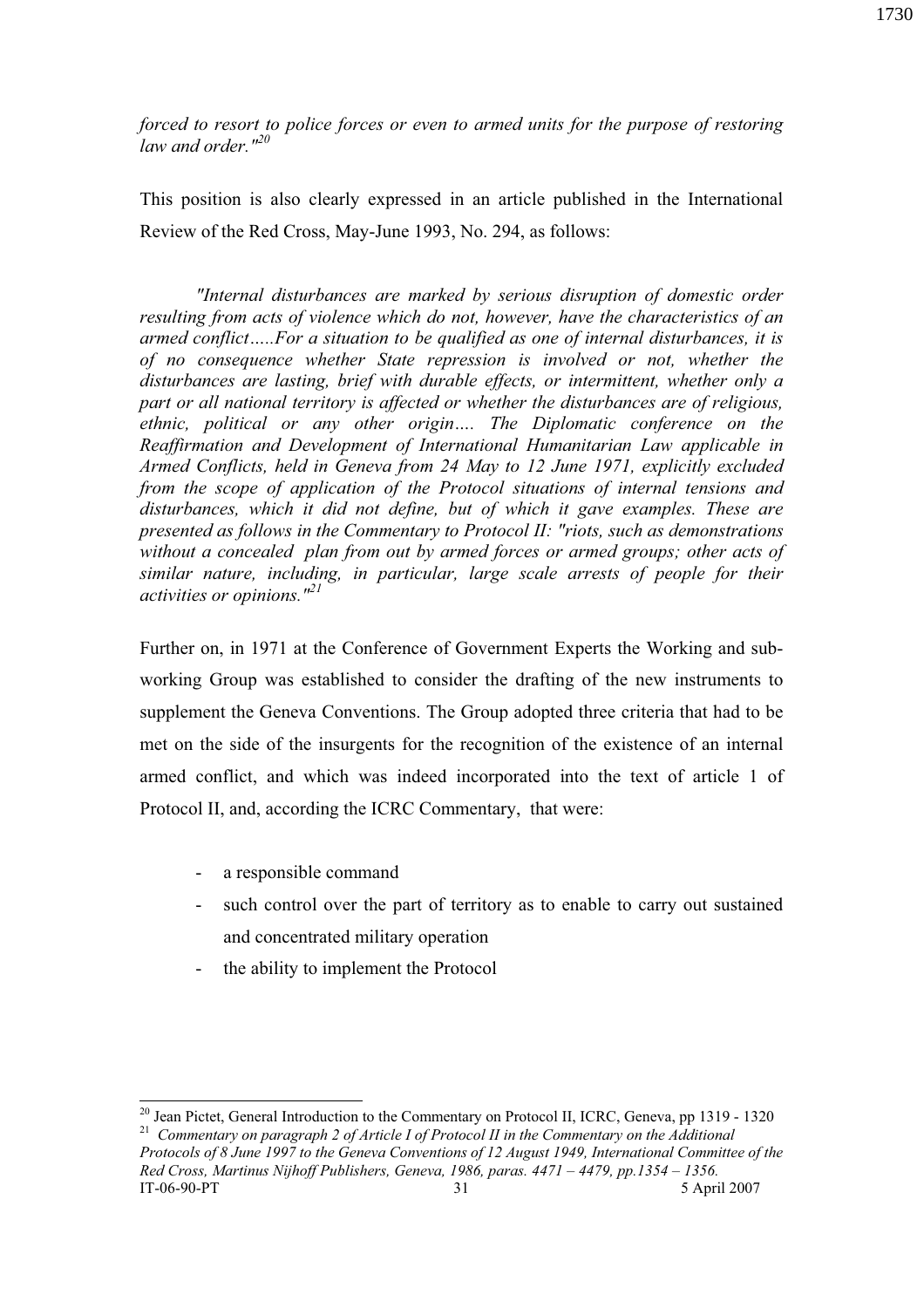*forced to resort to police forces or even to armed units for the purpose of restoring law and order."*[20]

This position is also clearly expressed in an article published in the International Review of the Red Cross, May-June 1993, No. 294, as follows:

> *"Internal disturbances are marked by serious disruption of domestic order resulting from acts of violence which do not, however, have the characteristics of an armed conflict…..For a situation to be qualified as one of internal disturbances, it is of no consequence whether State repression is involved or not, whether the disturbances are lasting, brief with durable effects, or intermittent, whether only a part or all national territory is affected or whether the disturbances are of religious, ethnic, political or any other origin…. The Diplomatic conference on the Reaffirmation and Development of International Humanitarian Law applicable in Armed Conflicts, held in Geneva from 24 May to 12 June 1971, explicitly excluded from the scope of application of the Protocol situations of internal tensions and disturbances, which it did not define, but of which it gave examples. These are presented as follows in the Commentary to Protocol II: "riots, such as demonstrations without a concealed plan from out by armed forces or armed groups; other acts of similar nature, including, in particular, large scale arrests of people for their activities or opinions."*[21]

Further on, in 1971 at the Conference of Government Experts the Working and sub-working Group was established to consider the drafting of the new instruments to supplement the Geneva Conventions. The Group adopted three criteria that had to be met on the side of the insurgents for the recognition of the existence of an internal armed conflict, and which was indeed incorporated into the text of article 1 of Protocol II, and, according the ICRC Commentary, that were:

- a responsible command
- such control over the part of territory as to enable to carry out sustained and concentrated military operation
- the ability to implement the Protocol

---

[20] Jean Pictet, General Introduction to the Commentary on Protocol II, ICRC, Geneva, pp 1319 - 1320

[21] *Commentary on paragraph 2 of Article I of Protocol II in the Commentary on the Additional Protocols of 8 June 1997 to the Geneva Conventions of 12 August 1949, International Committee of the Red Cross, Martinus Nijhoff Publishers, Geneva, 1986, paras. 4471 – 4479, pp.1354 – 1356.*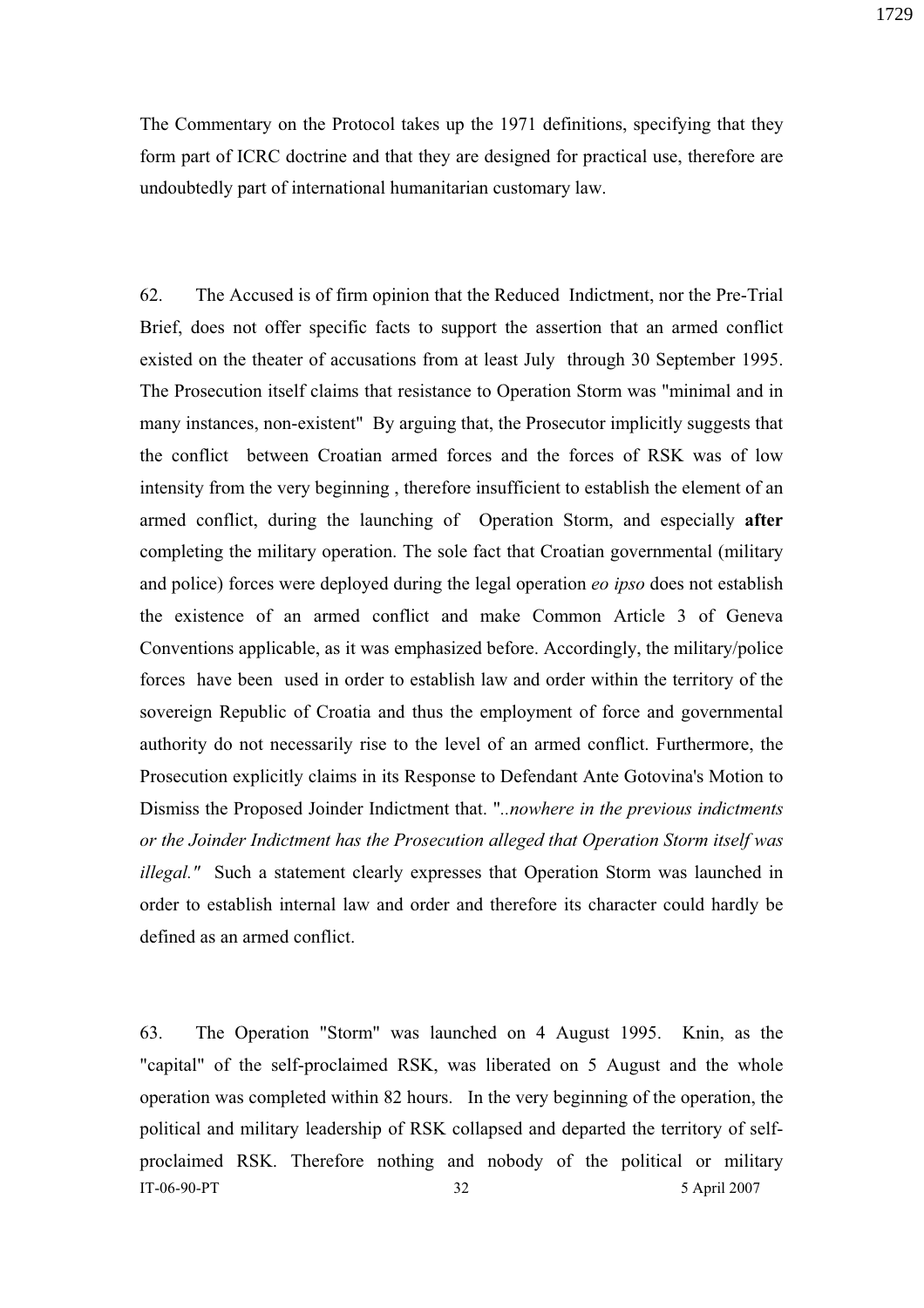The Commentary on the Protocol takes up the 1971 definitions, specifying that they form part of ICRC doctrine and that they are designed for practical use, therefore are undoubtedly part of international humanitarian customary law.

62. The Accused is of firm opinion that the Reduced Indictment, nor the Pre-Trial Brief, does not offer specific facts to support the assertion that an armed conflict existed on the theater of accusations from at least July through 30 September 1995. The Prosecution itself claims that resistance to Operation Storm was "minimal and in many instances, non-existent" By arguing that, the Prosecutor implicitly suggests that the conflict between Croatian armed forces and the forces of RSK was of low intensity from the very beginning , therefore insufficient to establish the element of an armed conflict, during the launching of Operation Storm, and especially **after** completing the military operation. The sole fact that Croatian governmental (military and police) forces were deployed during the legal operation *eo ipso* does not establish the existence of an armed conflict and make Common Article 3 of Geneva Conventions applicable, as it was emphasized before. Accordingly, the military/police forces have been used in order to establish law and order within the territory of the sovereign Republic of Croatia and thus the employment of force and governmental authority do not necessarily rise to the level of an armed conflict. Furthermore, the Prosecution explicitly claims in its Response to Defendant Ante Gotovina's Motion to Dismiss the Proposed Joinder Indictment that. "*..nowhere in the previous indictments or the Joinder Indictment has the Prosecution alleged that Operation Storm itself was illegal."* Such a statement clearly expresses that Operation Storm was launched in order to establish internal law and order and therefore its character could hardly be defined as an armed conflict.

63. The Operation "Storm" was launched on 4 August 1995. Knin, as the "capital" of the self-proclaimed RSK, was liberated on 5 August and the whole operation was completed within 82 hours. In the very beginning of the operation, the political and military leadership of RSK collapsed and departed the territory of self-proclaimed RSK. Therefore nothing and nobody of the political or military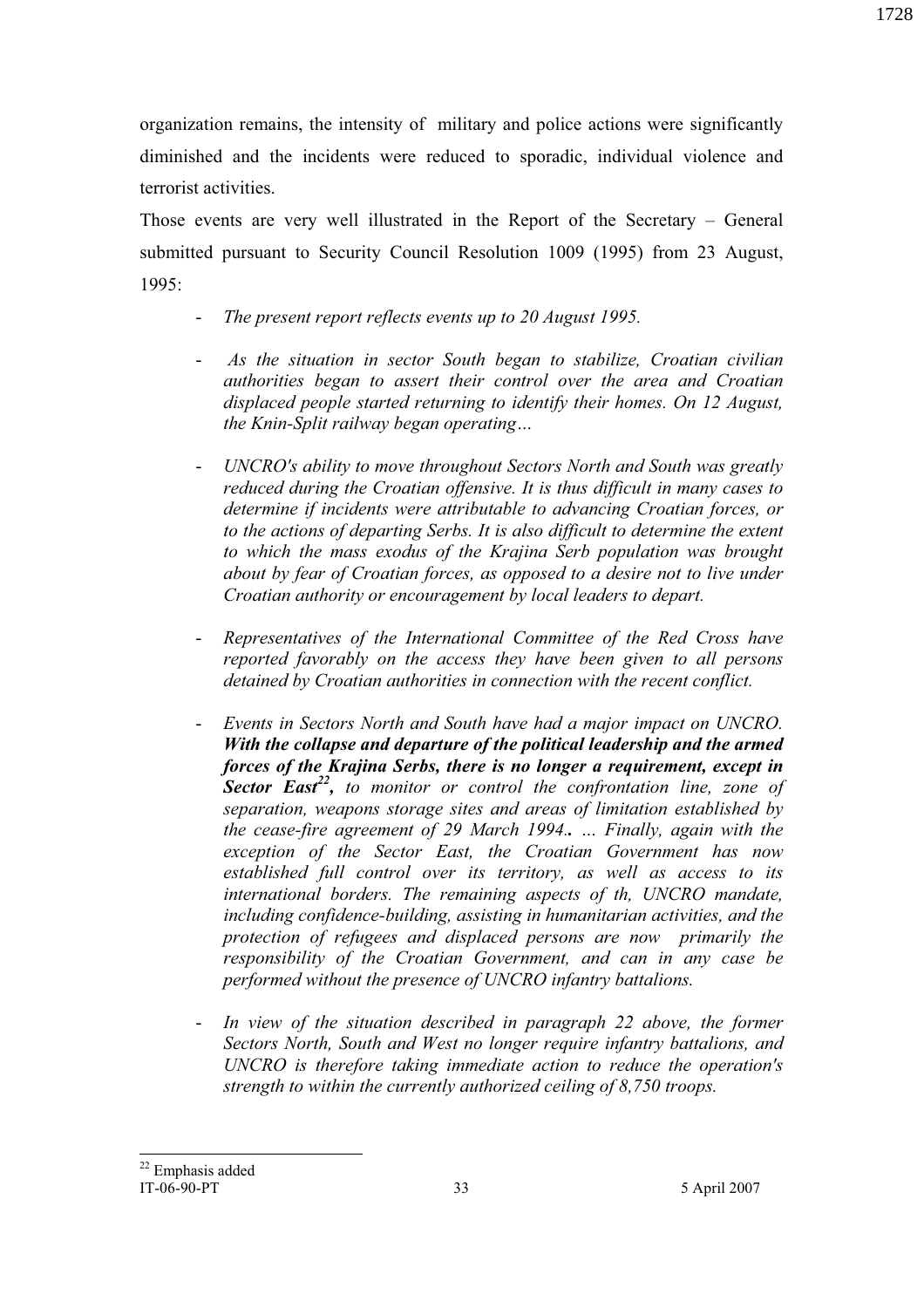organization remains, the intensity of military and police actions were significantly diminished and the incidents were reduced to sporadic, individual violence and terrorist activities.

Those events are very well illustrated in the Report of the Secretary – General submitted pursuant to Security Council Resolution 1009 (1995) from 23 August, 1995:

- *The present report reflects events up to 20 August 1995.*

- *As the situation in sector South began to stabilize, Croatian civilian authorities began to assert their control over the area and Croatian displaced people started returning to identify their homes. On 12 August, the Knin-Split railway began operating…*

- *UNCRO's ability to move throughout Sectors North and South was greatly reduced during the Croatian offensive. It is thus difficult in many cases to determine if incidents were attributable to advancing Croatian forces, or to the actions of departing Serbs. It is also difficult to determine the extent to which the mass exodus of the Krajina Serb population was brought about by fear of Croatian forces, as opposed to a desire not to live under Croatian authority or encouragement by local leaders to depart.*

- *Representatives of the International Committee of the Red Cross have reported favorably on the access they have been given to all persons detained by Croatian authorities in connection with the recent conflict.*

- *Events in Sectors North and South have had a major impact on UNCRO.* ***With the collapse and departure of the political leadership and the armed forces of the Krajina Serbs, there is no longer a requirement, except in Sector East[22],*** *to monitor or control the confrontation line, zone of separation, weapons storage sites and areas of limitation established by the cease-fire agreement of 29 March 1994.. … Finally, again with the exception of the Sector East, the Croatian Government has now established full control over its territory, as well as access to its international borders. The remaining aspects of th, UNCRO mandate, including confidence-building, assisting in humanitarian activities, and the protection of refugees and displaced persons are now primarily the responsibility of the Croatian Government, and can in any case be performed without the presence of UNCRO infantry battalions.*

- *In view of the situation described in paragraph 22 above, the former Sectors North, South and West no longer require infantry battalions, and UNCRO is therefore taking immediate action to reduce the operation's strength to within the currently authorized ceiling of 8,750 troops.*

[22] Emphasis added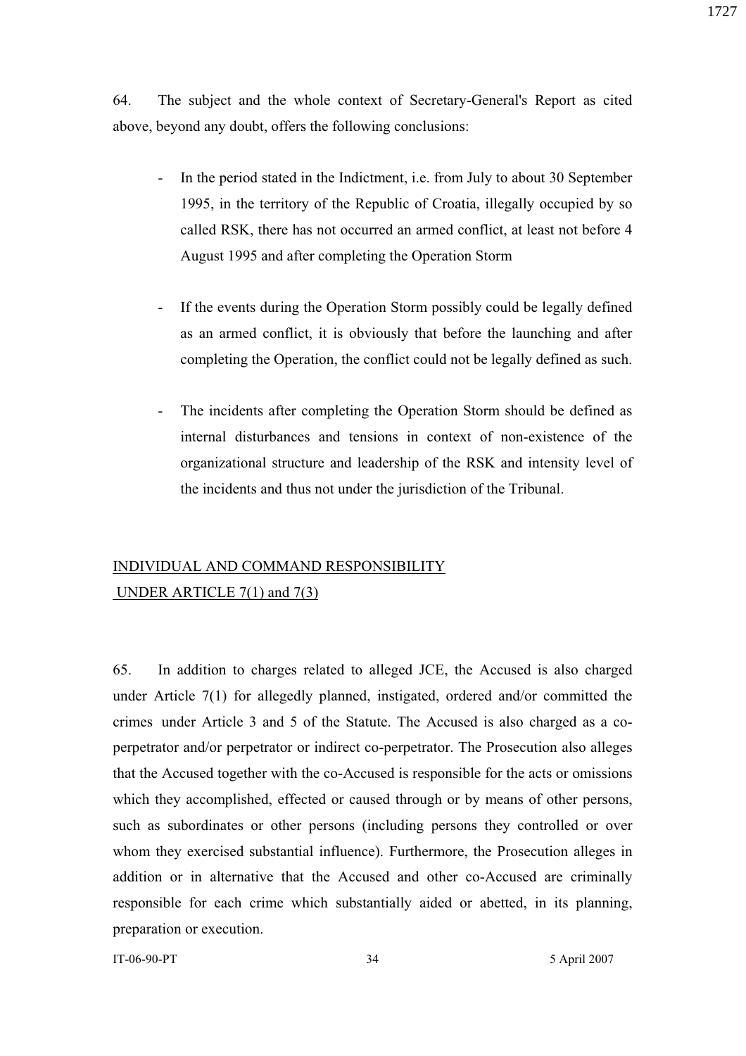64. The subject and the whole context of Secretary-General's Report as cited above, beyond any doubt, offers the following conclusions:

- In the period stated in the Indictment, i.e. from July to about 30 September 1995, in the territory of the Republic of Croatia, illegally occupied by so called RSK, there has not occurred an armed conflict, at least not before 4 August 1995 and after completing the Operation Storm

- If the events during the Operation Storm possibly could be legally defined as an armed conflict, it is obviously that before the launching and after completing the Operation, the conflict could not be legally defined as such.

- The incidents after completing the Operation Storm should be defined as internal disturbances and tensions in context of non-existence of the organizational structure and leadership of the RSK and intensity level of the incidents and thus not under the jurisdiction of the Tribunal.

<u>INDIVIDUAL AND COMMAND RESPONSIBILITY</u>
<u>UNDER ARTICLE 7(1) and 7(3)</u>

65. In addition to charges related to alleged JCE, the Accused is also charged under Article 7(1) for allegedly planned, instigated, ordered and/or committed the crimes under Article 3 and 5 of the Statute. The Accused is also charged as a co-perpetrator and/or perpetrator or indirect co-perpetrator. The Prosecution also alleges that the Accused together with the co-Accused is responsible for the acts or omissions which they accomplished, effected or caused through or by means of other persons, such as subordinates or other persons (including persons they controlled or over whom they exercised substantial influence). Furthermore, the Prosecution alleges in addition or in alternative that the Accused and other co-Accused are criminally responsible for each crime which substantially aided or abetted, in its planning, preparation or execution.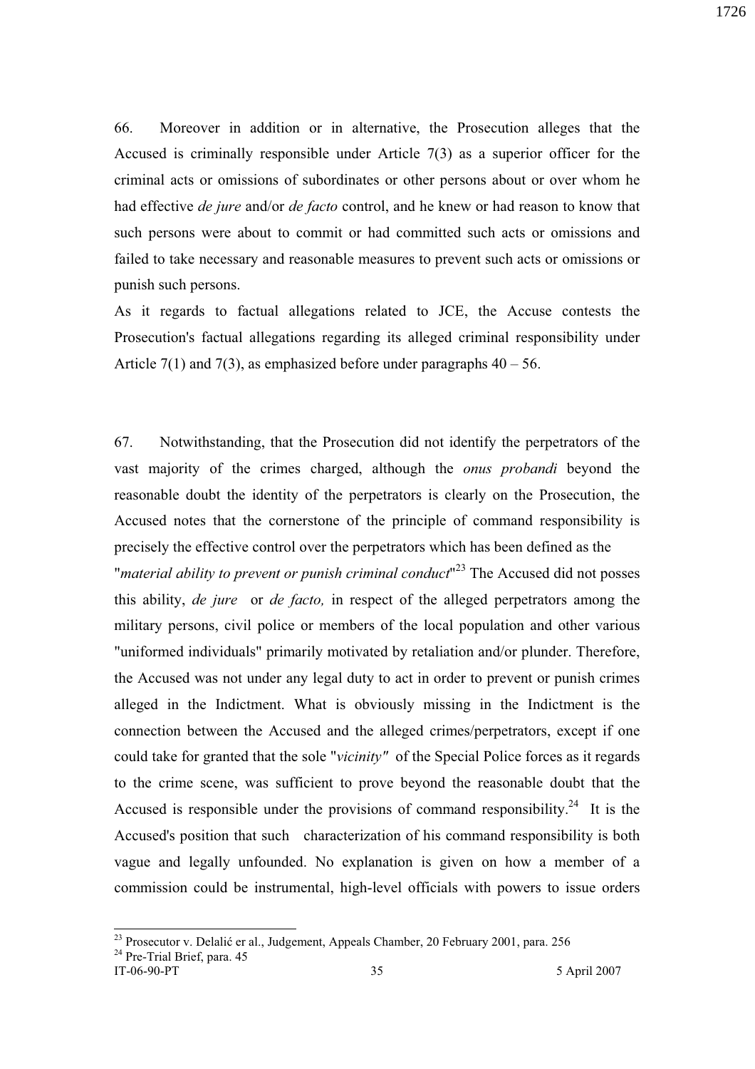66. Moreover in addition or in alternative, the Prosecution alleges that the Accused is criminally responsible under Article 7(3) as a superior officer for the criminal acts or omissions of subordinates or other persons about or over whom he had effective *de jure* and/or *de facto* control, and he knew or had reason to know that such persons were about to commit or had committed such acts or omissions and failed to take necessary and reasonable measures to prevent such acts or omissions or punish such persons.

As it regards to factual allegations related to JCE, the Accuse contests the Prosecution's factual allegations regarding its alleged criminal responsibility under Article 7(1) and 7(3), as emphasized before under paragraphs 40 – 56.

67. Notwithstanding, that the Prosecution did not identify the perpetrators of the vast majority of the crimes charged, although the *onus probandi* beyond the reasonable doubt the identity of the perpetrators is clearly on the Prosecution, the Accused notes that the cornerstone of the principle of command responsibility is precisely the effective control over the perpetrators which has been defined as the "*material ability to prevent or punish criminal conduct*"[23] The Accused did not posses this ability, *de jure* or *de facto,* in respect of the alleged perpetrators among the military persons, civil police or members of the local population and other various "uniformed individuals" primarily motivated by retaliation and/or plunder. Therefore, the Accused was not under any legal duty to act in order to prevent or punish crimes alleged in the Indictment. What is obviously missing in the Indictment is the connection between the Accused and the alleged crimes/perpetrators, except if one could take for granted that the sole "*vicinity"* of the Special Police forces as it regards to the crime scene, was sufficient to prove beyond the reasonable doubt that the Accused is responsible under the provisions of command responsibility.[24] It is the Accused's position that such characterization of his command responsibility is both vague and legally unfounded. No explanation is given on how a member of a commission could be instrumental, high-level officials with powers to issue orders

---

[23] Prosecutor v. Delalić er al., Judgement, Appeals Chamber, 20 February 2001, para. 256

[24] Pre-Trial Brief, para. 45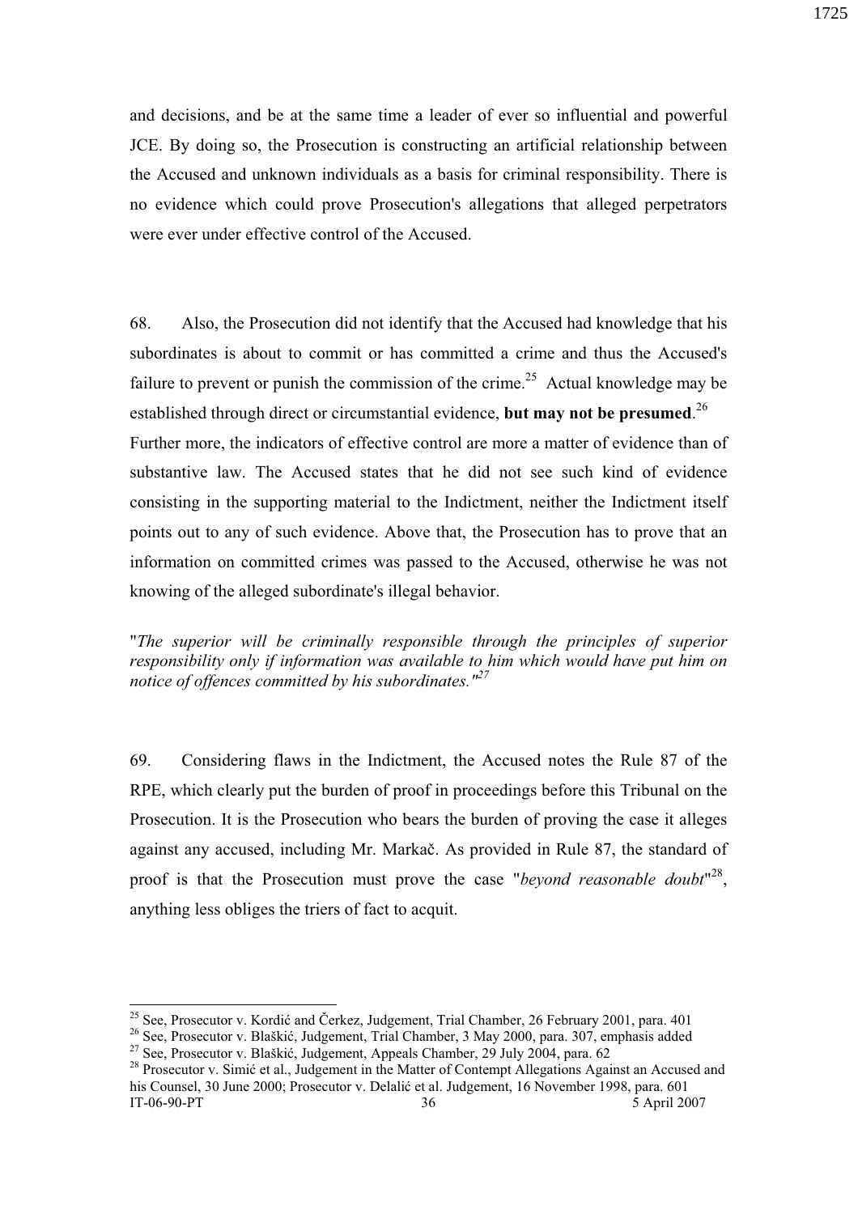and decisions, and be at the same time a leader of ever so influential and powerful JCE. By doing so, the Prosecution is constructing an artificial relationship between the Accused and unknown individuals as a basis for criminal responsibility. There is no evidence which could prove Prosecution's allegations that alleged perpetrators were ever under effective control of the Accused.

68. Also, the Prosecution did not identify that the Accused had knowledge that his subordinates is about to commit or has committed a crime and thus the Accused's failure to prevent or punish the commission of the crime.[25] Actual knowledge may be established through direct or circumstantial evidence, **but may not be presumed**.[26] Further more, the indicators of effective control are more a matter of evidence than of substantive law. The Accused states that he did not see such kind of evidence consisting in the supporting material to the Indictment, neither the Indictment itself points out to any of such evidence. Above that, the Prosecution has to prove that an information on committed crimes was passed to the Accused, otherwise he was not knowing of the alleged subordinate's illegal behavior.

"*The superior will be criminally responsible through the principles of superior responsibility only if information was available to him which would have put him on notice of offences committed by his subordinates.*"[27]

69. Considering flaws in the Indictment, the Accused notes the Rule 87 of the RPE, which clearly put the burden of proof in proceedings before this Tribunal on the Prosecution. It is the Prosecution who bears the burden of proving the case it alleges against any accused, including Mr. Markač. As provided in Rule 87, the standard of proof is that the Prosecution must prove the case "*beyond reasonable doubt*"[28], anything less obliges the triers of fact to acquit.

---

[25] See, Prosecutor v. Kordić and Čerkez, Judgement, Trial Chamber, 26 February 2001, para. 401

[26] See, Prosecutor v. Blaškić, Judgement, Trial Chamber, 3 May 2000, para. 307, emphasis added

[27] See, Prosecutor v. Blaškić, Judgement, Appeals Chamber, 29 July 2004, para. 62

[28] Prosecutor v. Simić et al., Judgement in the Matter of Contempt Allegations Against an Accused and his Counsel, 30 June 2000; Prosecutor v. Delalić et al. Judgement, 16 November 1998, para. 601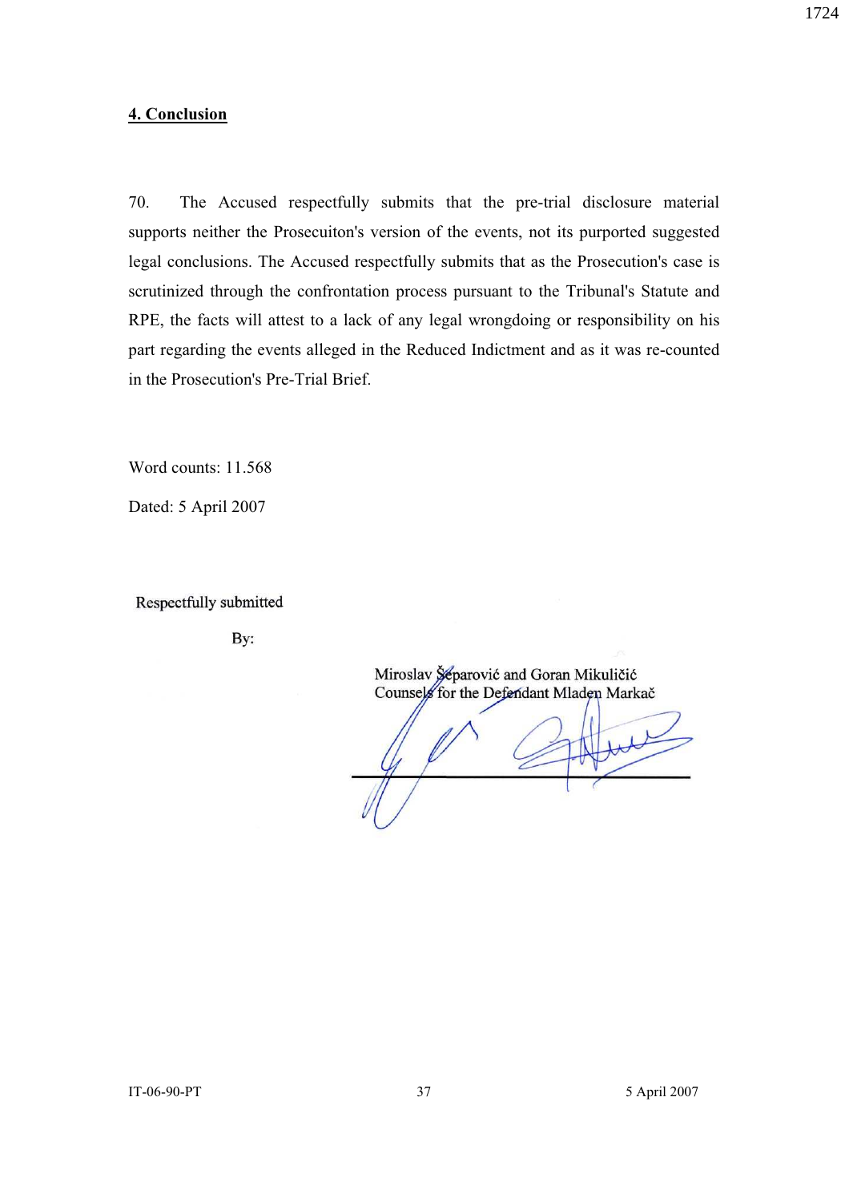## 4. Conclusion

70. The Accused respectfully submits that the pre-trial disclosure material supports neither the Prosecuiton's version of the events, not its purported suggested legal conclusions. The Accused respectfully submits that as the Prosecution's case is scrutinized through the confrontation process pursuant to the Tribunal's Statute and RPE, the facts will attest to a lack of any legal wrongdoing or responsibility on his part regarding the events alleged in the Reduced Indictment and as it was re-counted in the Prosecution's Pre-Trial Brief.

Word counts: 11.568

Dated: 5 April 2007

Respectfully submitted

By:

Miroslav Šeparović and Goran Mikuličić
Counsels for the Defendant Mladen Markač